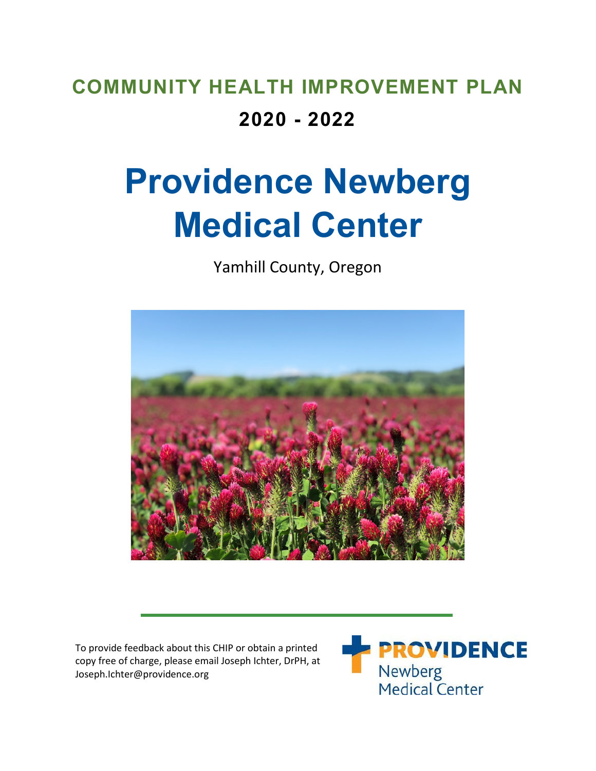# COMMUNITY HEALTH IMPROVEMENT PLAN

## 2020 - 2022

# Providence Newberg Medical Center

Yamhill County, Oregon

To provide feedback about this CHIP or obtain a printed copy free of charge, please email Joseph Ichter, DrPH, at Joseph.Ichter@providence.org

PROVIDENCE Newberg Medical Center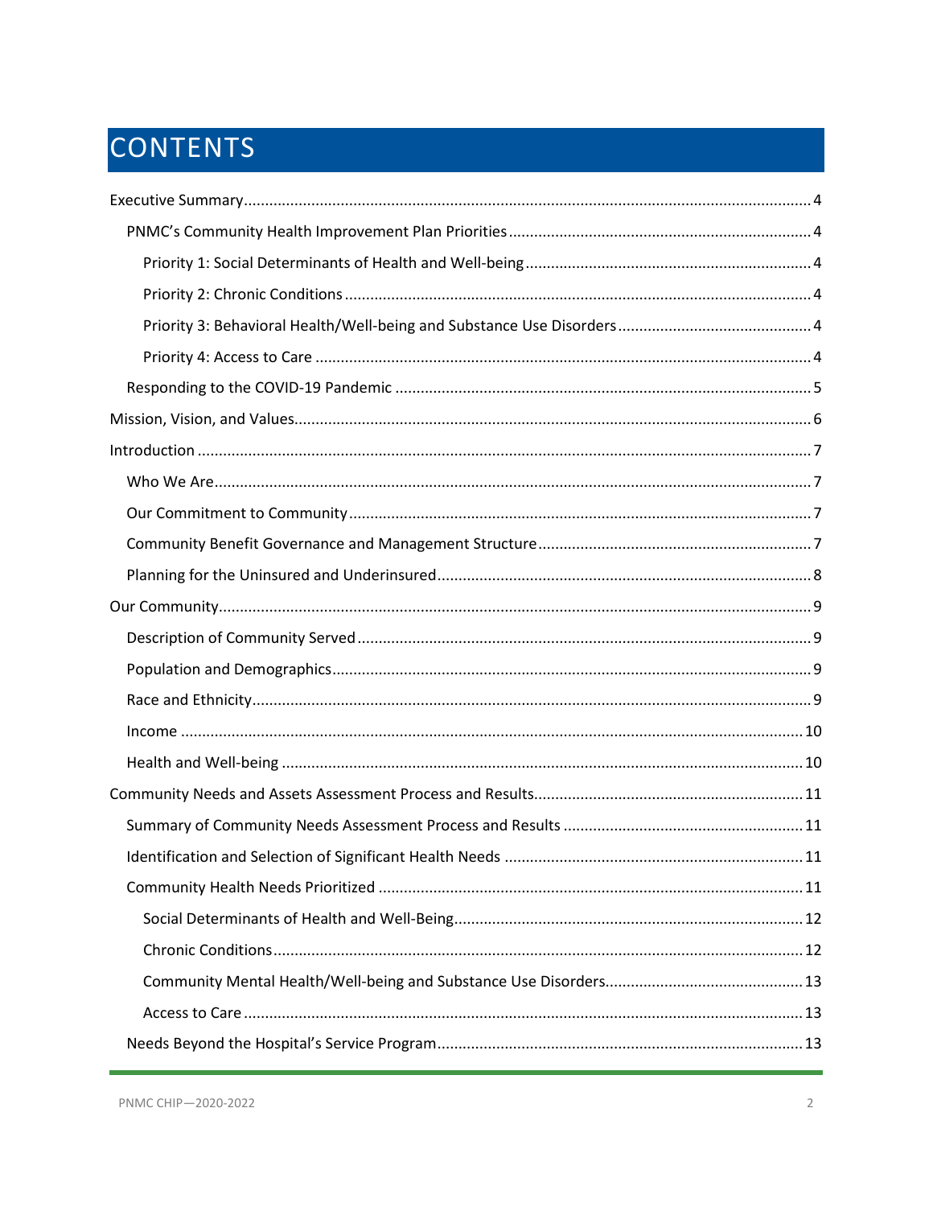# CONTENTS

- Executive Summary ..... 4
  - PNMC's Community Health Improvement Plan Priorities ..... 4
    - Priority 1: Social Determinants of Health and Well-being ..... 4
    - Priority 2: Chronic Conditions ..... 4
    - Priority 3: Behavioral Health/Well-being and Substance Use Disorders ..... 4
    - Priority 4: Access to Care ..... 4
  - Responding to the COVID-19 Pandemic ..... 5
- Mission, Vision, and Values ..... 6
- Introduction ..... 7
  - Who We Are ..... 7
  - Our Commitment to Community ..... 7
  - Community Benefit Governance and Management Structure ..... 7
  - Planning for the Uninsured and Underinsured ..... 8
- Our Community ..... 9
  - Description of Community Served ..... 9
  - Population and Demographics ..... 9
  - Race and Ethnicity ..... 9
  - Income ..... 10
  - Health and Well-being ..... 10
- Community Needs and Assets Assessment Process and Results ..... 11
  - Summary of Community Needs Assessment Process and Results ..... 11
  - Identification and Selection of Significant Health Needs ..... 11
  - Community Health Needs Prioritized ..... 11
    - Social Determinants of Health and Well-Being ..... 12
    - Chronic Conditions ..... 12
    - Community Mental Health/Well-being and Substance Use Disorders ..... 13
    - Access to Care ..... 13
  - Needs Beyond the Hospital's Service Program ..... 13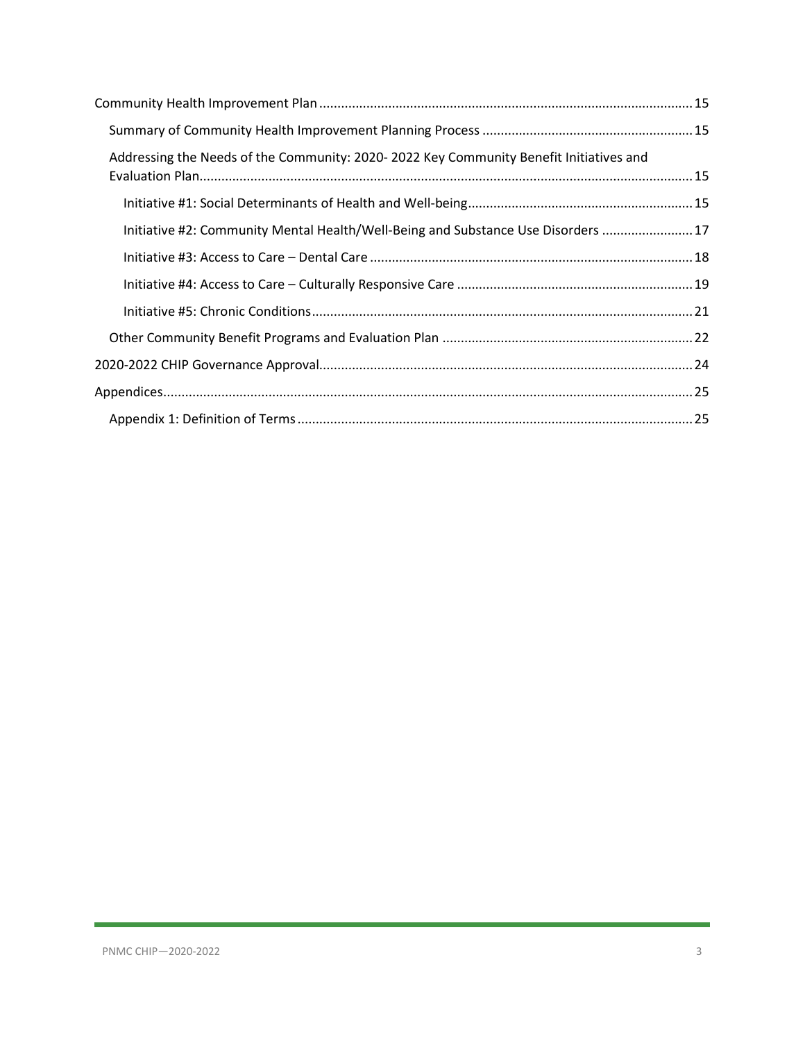- Community Health Improvement Plan ... 15
  - Summary of Community Health Improvement Planning Process ... 15
  - Addressing the Needs of the Community: 2020- 2022 Key Community Benefit Initiatives and Evaluation Plan ... 15
    - Initiative #1: Social Determinants of Health and Well-being ... 15
    - Initiative #2: Community Mental Health/Well-Being and Substance Use Disorders ... 17
    - Initiative #3: Access to Care – Dental Care ... 18
    - Initiative #4: Access to Care – Culturally Responsive Care ... 19
    - Initiative #5: Chronic Conditions ... 21
  - Other Community Benefit Programs and Evaluation Plan ... 22
- 2020-2022 CHIP Governance Approval ... 24
- Appendices ... 25
  - Appendix 1: Definition of Terms ... 25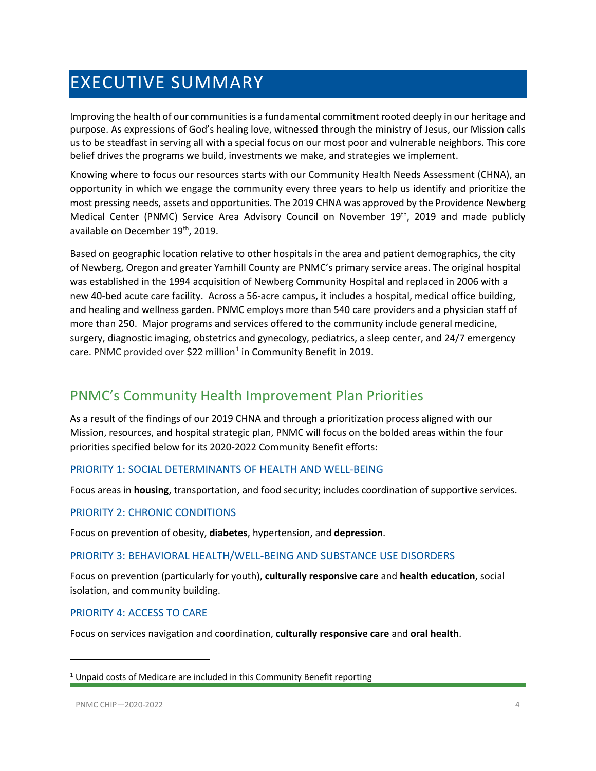# EXECUTIVE SUMMARY

Improving the health of our communities is a fundamental commitment rooted deeply in our heritage and purpose. As expressions of God's healing love, witnessed through the ministry of Jesus, our Mission calls us to be steadfast in serving all with a special focus on our most poor and vulnerable neighbors. This core belief drives the programs we build, investments we make, and strategies we implement.

Knowing where to focus our resources starts with our Community Health Needs Assessment (CHNA), an opportunity in which we engage the community every three years to help us identify and prioritize the most pressing needs, assets and opportunities. The 2019 CHNA was approved by the Providence Newberg Medical Center (PNMC) Service Area Advisory Council on November 19th, 2019 and made publicly available on December 19th, 2019.

Based on geographic location relative to other hospitals in the area and patient demographics, the city of Newberg, Oregon and greater Yamhill County are PNMC's primary service areas. The original hospital was established in the 1994 acquisition of Newberg Community Hospital and replaced in 2006 with a new 40-bed acute care facility. Across a 56-acre campus, it includes a hospital, medical office building, and healing and wellness garden. PNMC employs more than 540 care providers and a physician staff of more than 250. Major programs and services offered to the community include general medicine, surgery, diagnostic imaging, obstetrics and gynecology, pediatrics, a sleep center, and 24/7 emergency care. PNMC provided over $22 million[1] in Community Benefit in 2019.

## PNMC's Community Health Improvement Plan Priorities

As a result of the findings of our 2019 CHNA and through a prioritization process aligned with our Mission, resources, and hospital strategic plan, PNMC will focus on the bolded areas within the four priorities specified below for its 2020-2022 Community Benefit efforts:

### PRIORITY 1: SOCIAL DETERMINANTS OF HEALTH AND WELL-BEING

Focus areas in **housing**, transportation, and food security; includes coordination of supportive services.

### PRIORITY 2: CHRONIC CONDITIONS

Focus on prevention of obesity, **diabetes**, hypertension, and **depression**.

### PRIORITY 3: BEHAVIORAL HEALTH/WELL-BEING AND SUBSTANCE USE DISORDERS

Focus on prevention (particularly for youth), **culturally responsive care** and **health education**, social isolation, and community building.

### PRIORITY 4: ACCESS TO CARE

Focus on services navigation and coordination, **culturally responsive care** and **oral health**.

---

[1] Unpaid costs of Medicare are included in this Community Benefit reporting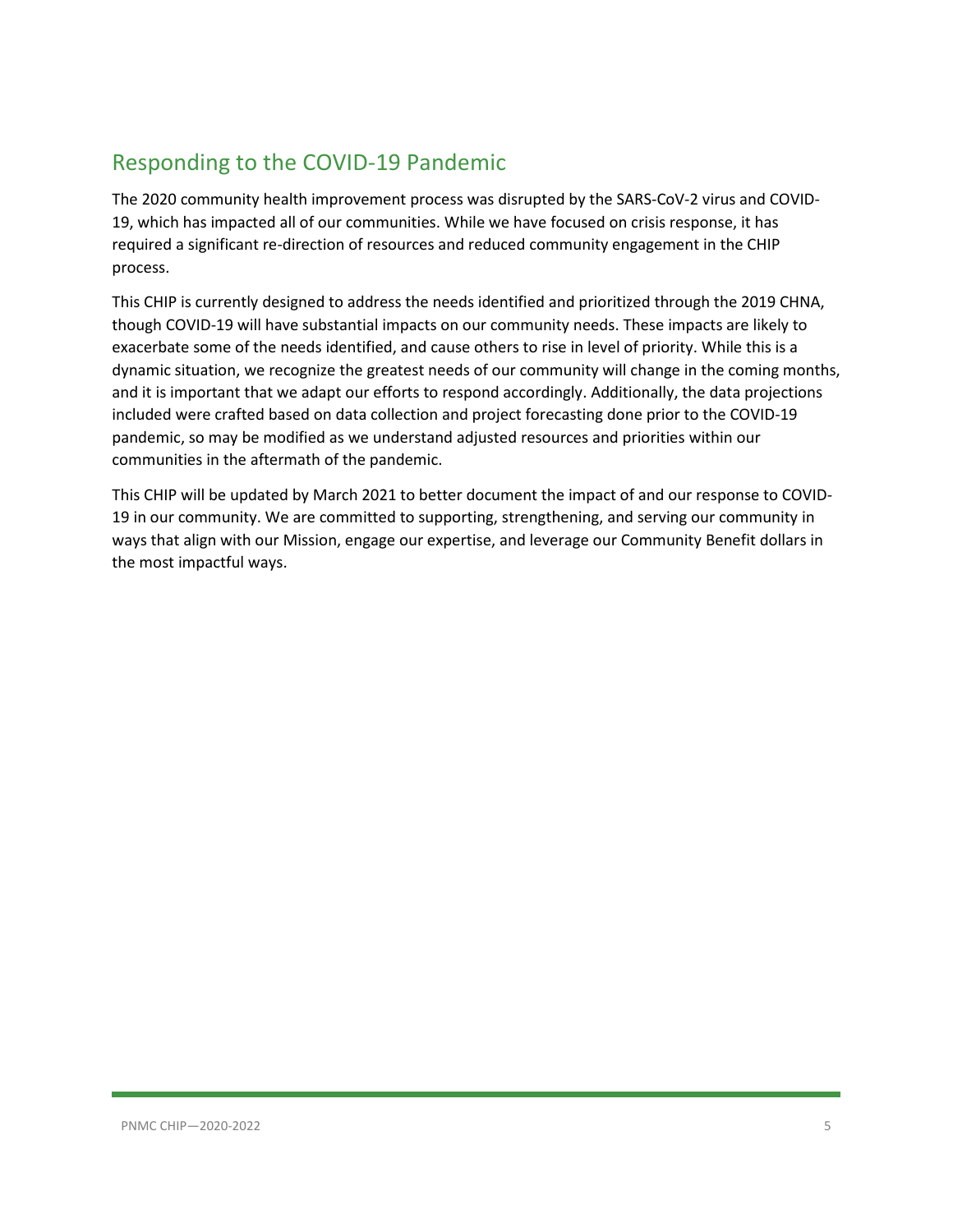## Responding to the COVID-19 Pandemic

The 2020 community health improvement process was disrupted by the SARS-CoV-2 virus and COVID-19, which has impacted all of our communities. While we have focused on crisis response, it has required a significant re-direction of resources and reduced community engagement in the CHIP process.

This CHIP is currently designed to address the needs identified and prioritized through the 2019 CHNA, though COVID-19 will have substantial impacts on our community needs. These impacts are likely to exacerbate some of the needs identified, and cause others to rise in level of priority. While this is a dynamic situation, we recognize the greatest needs of our community will change in the coming months, and it is important that we adapt our efforts to respond accordingly. Additionally, the data projections included were crafted based on data collection and project forecasting done prior to the COVID-19 pandemic, so may be modified as we understand adjusted resources and priorities within our communities in the aftermath of the pandemic.

This CHIP will be updated by March 2021 to better document the impact of and our response to COVID-19 in our community. We are committed to supporting, strengthening, and serving our community in ways that align with our Mission, engage our expertise, and leverage our Community Benefit dollars in the most impactful ways.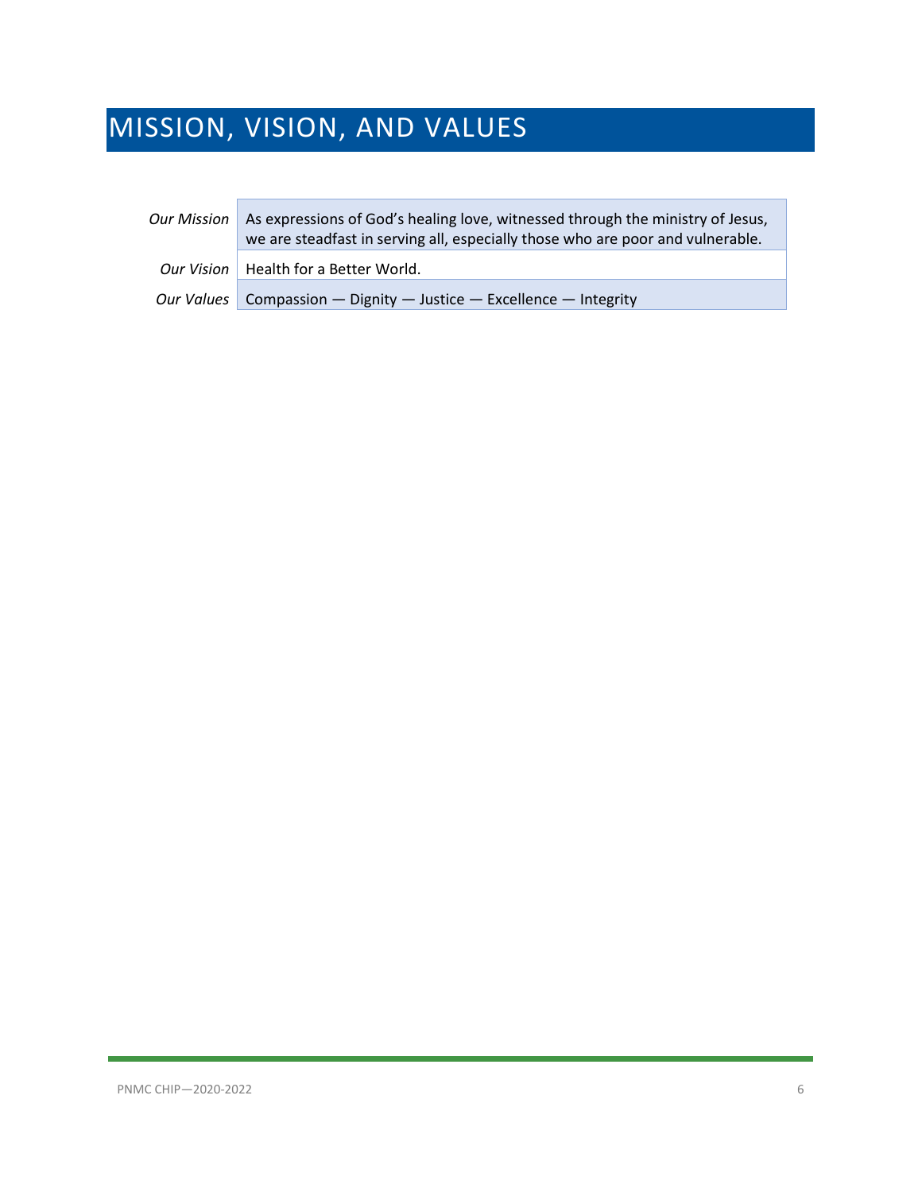# MISSION, VISION, AND VALUES

| | |
|---|---|
| *Our Mission* | As expressions of God's healing love, witnessed through the ministry of Jesus, we are steadfast in serving all, especially those who are poor and vulnerable. |
| *Our Vision* | Health for a Better World. |
| *Our Values* | Compassion — Dignity — Justice — Excellence — Integrity |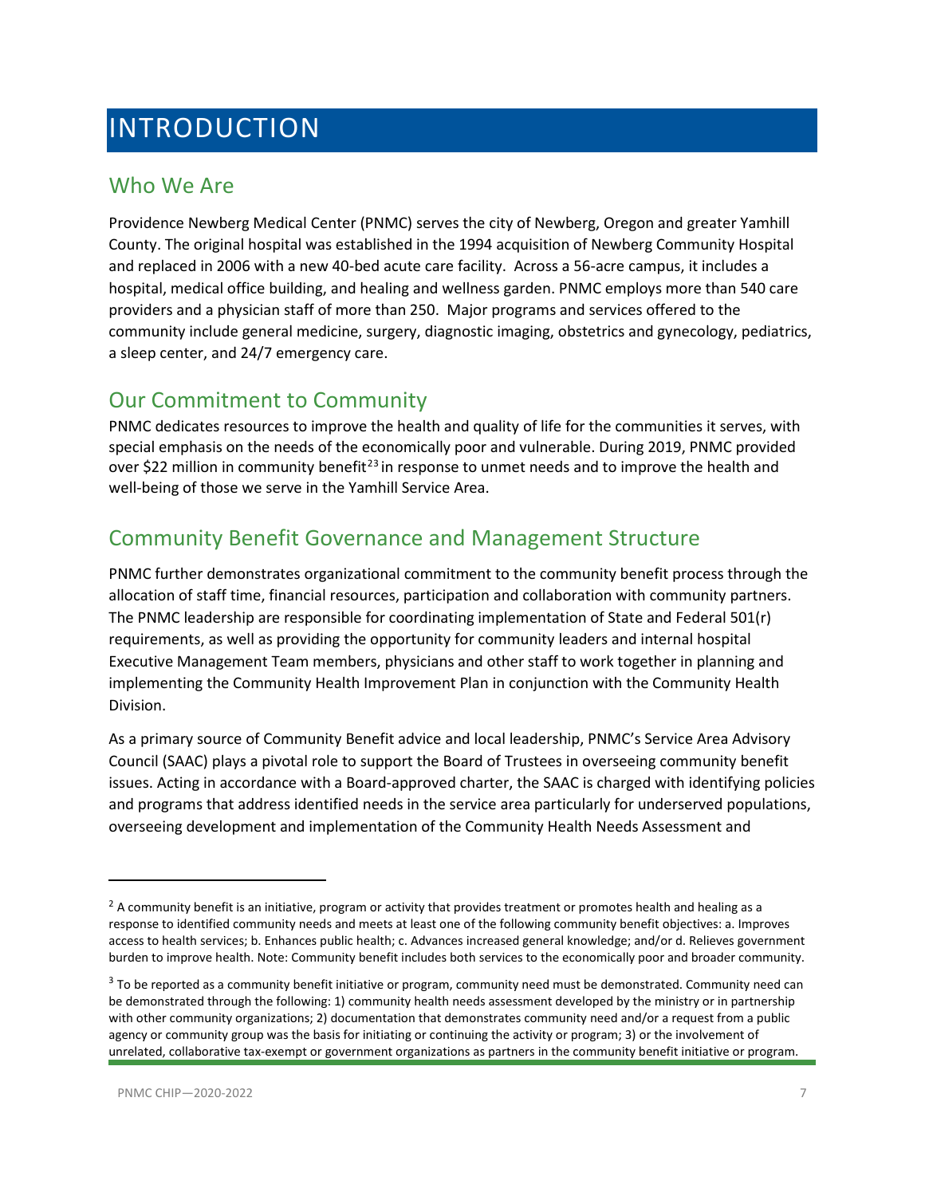# INTRODUCTION

## Who We Are

Providence Newberg Medical Center (PNMC) serves the city of Newberg, Oregon and greater Yamhill County. The original hospital was established in the 1994 acquisition of Newberg Community Hospital and replaced in 2006 with a new 40-bed acute care facility. Across a 56-acre campus, it includes a hospital, medical office building, and healing and wellness garden. PNMC employs more than 540 care providers and a physician staff of more than 250. Major programs and services offered to the community include general medicine, surgery, diagnostic imaging, obstetrics and gynecology, pediatrics, a sleep center, and 24/7 emergency care.

## Our Commitment to Community

PNMC dedicates resources to improve the health and quality of life for the communities it serves, with special emphasis on the needs of the economically poor and vulnerable. During 2019, PNMC provided over $22 million in community benefit[23] in response to unmet needs and to improve the health and well-being of those we serve in the Yamhill Service Area.

## Community Benefit Governance and Management Structure

PNMC further demonstrates organizational commitment to the community benefit process through the allocation of staff time, financial resources, participation and collaboration with community partners. The PNMC leadership are responsible for coordinating implementation of State and Federal 501(r) requirements, as well as providing the opportunity for community leaders and internal hospital Executive Management Team members, physicians and other staff to work together in planning and implementing the Community Health Improvement Plan in conjunction with the Community Health Division.

As a primary source of Community Benefit advice and local leadership, PNMC's Service Area Advisory Council (SAAC) plays a pivotal role to support the Board of Trustees in overseeing community benefit issues. Acting in accordance with a Board-approved charter, the SAAC is charged with identifying policies and programs that address identified needs in the service area particularly for underserved populations, overseeing development and implementation of the Community Health Needs Assessment and

---

[2] A community benefit is an initiative, program or activity that provides treatment or promotes health and healing as a response to identified community needs and meets at least one of the following community benefit objectives: a. Improves access to health services; b. Enhances public health; c. Advances increased general knowledge; and/or d. Relieves government burden to improve health. Note: Community benefit includes both services to the economically poor and broader community.

[3] To be reported as a community benefit initiative or program, community need must be demonstrated. Community need can be demonstrated through the following: 1) community health needs assessment developed by the ministry or in partnership with other community organizations; 2) documentation that demonstrates community need and/or a request from a public agency or community group was the basis for initiating or continuing the activity or program; 3) or the involvement of unrelated, collaborative tax-exempt or government organizations as partners in the community benefit initiative or program.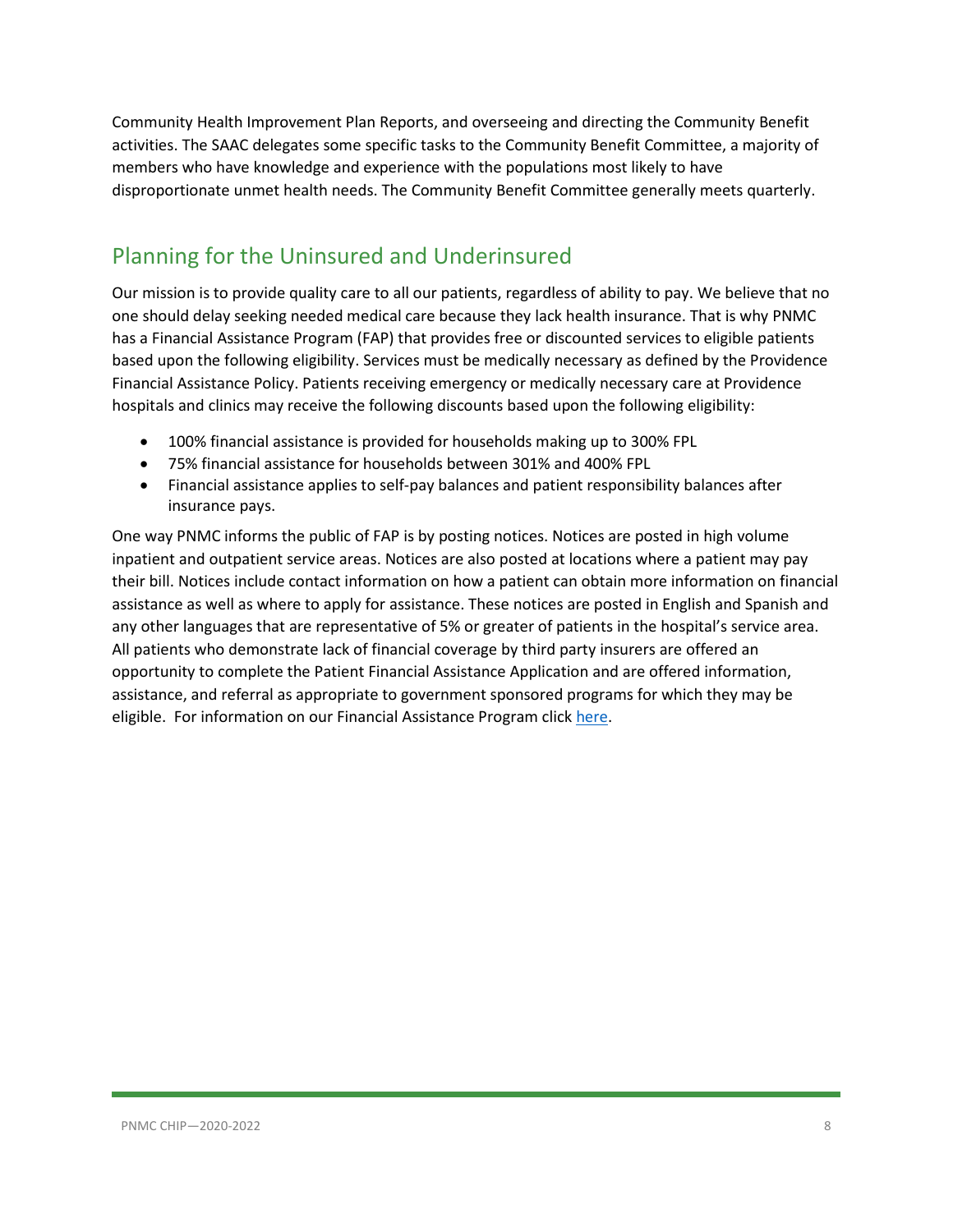Community Health Improvement Plan Reports, and overseeing and directing the Community Benefit activities. The SAAC delegates some specific tasks to the Community Benefit Committee, a majority of members who have knowledge and experience with the populations most likely to have disproportionate unmet health needs. The Community Benefit Committee generally meets quarterly.

## Planning for the Uninsured and Underinsured

Our mission is to provide quality care to all our patients, regardless of ability to pay. We believe that no one should delay seeking needed medical care because they lack health insurance. That is why PNMC has a Financial Assistance Program (FAP) that provides free or discounted services to eligible patients based upon the following eligibility. Services must be medically necessary as defined by the Providence Financial Assistance Policy. Patients receiving emergency or medically necessary care at Providence hospitals and clinics may receive the following discounts based upon the following eligibility:

- 100% financial assistance is provided for households making up to 300% FPL
- 75% financial assistance for households between 301% and 400% FPL
- Financial assistance applies to self-pay balances and patient responsibility balances after insurance pays.

One way PNMC informs the public of FAP is by posting notices. Notices are posted in high volume inpatient and outpatient service areas. Notices are also posted at locations where a patient may pay their bill. Notices include contact information on how a patient can obtain more information on financial assistance as well as where to apply for assistance. These notices are posted in English and Spanish and any other languages that are representative of 5% or greater of patients in the hospital's service area. All patients who demonstrate lack of financial coverage by third party insurers are offered an opportunity to complete the Patient Financial Assistance Application and are offered information, assistance, and referral as appropriate to government sponsored programs for which they may be eligible. For information on our Financial Assistance Program click here.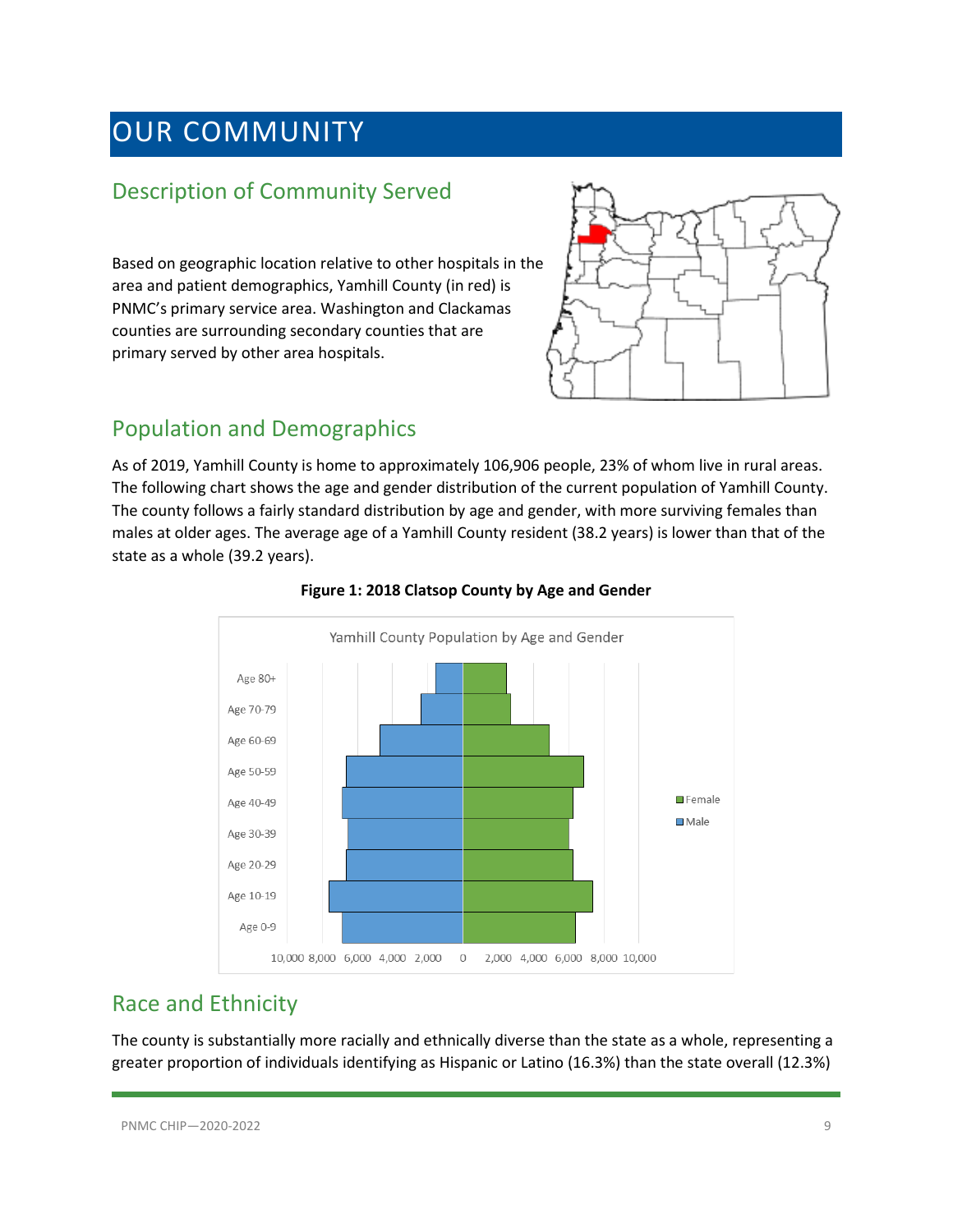# OUR COMMUNITY

## Description of Community Served

Based on geographic location relative to other hospitals in the area and patient demographics, Yamhill County (in red) is PNMC's primary service area. Washington and Clackamas counties are surrounding secondary counties that are primary served by other area hospitals.

## Population and Demographics

As of 2019, Yamhill County is home to approximately 106,906 people, 23% of whom live in rural areas. The following chart shows the age and gender distribution of the current population of Yamhill County. The county follows a fairly standard distribution by age and gender, with more surviving females than males at older ages. The average age of a Yamhill County resident (38.2 years) is lower than that of the state as a whole (39.2 years).

**Figure 1: 2018 Clatsop County by Age and Gender**

## Race and Ethnicity

The county is substantially more racially and ethnically diverse than the state as a whole, representing a greater proportion of individuals identifying as Hispanic or Latino (16.3%) than the state overall (12.3%)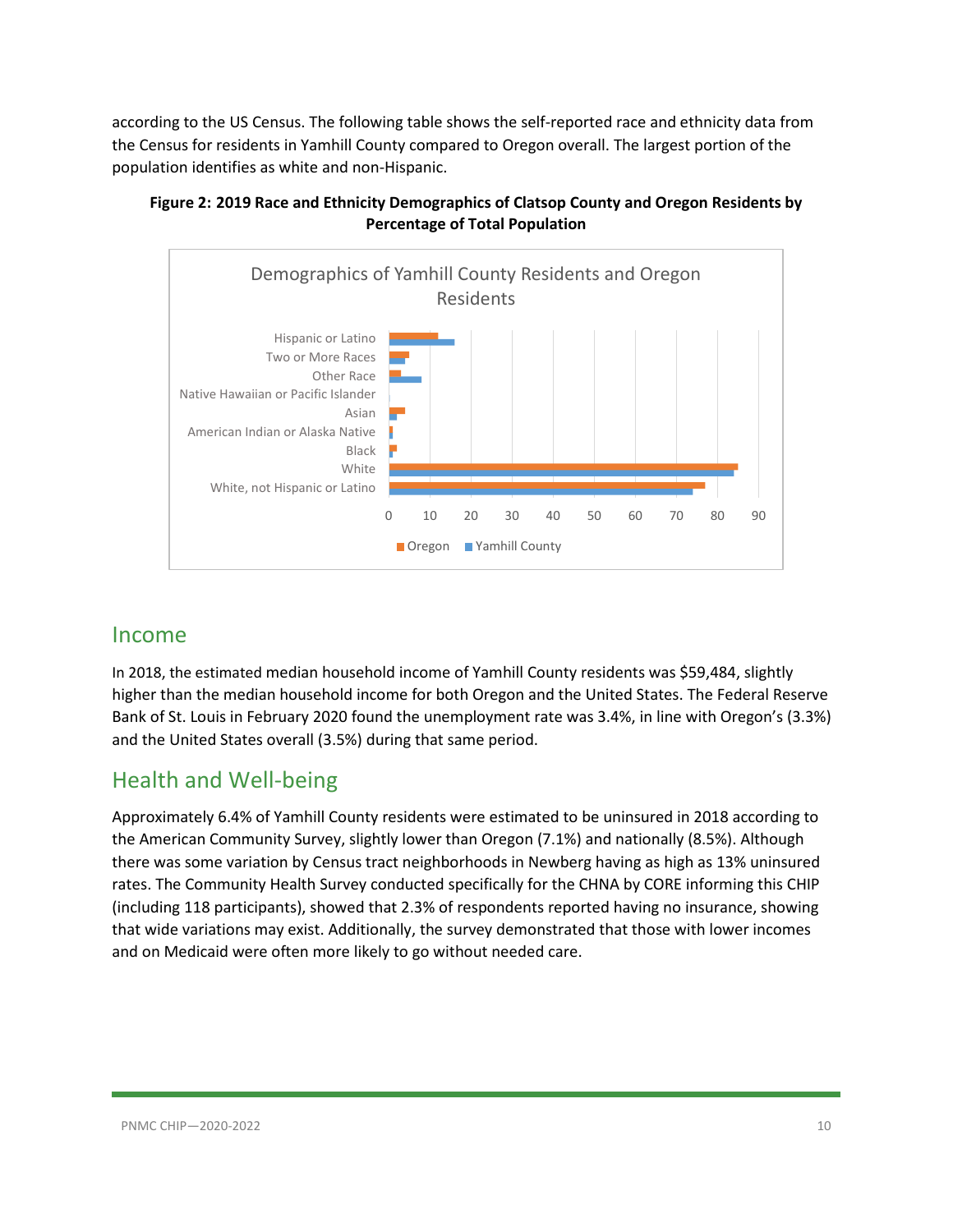according to the US Census. The following table shows the self-reported race and ethnicity data from the Census for residents in Yamhill County compared to Oregon overall. The largest portion of the population identifies as white and non-Hispanic.

**Figure 2: 2019 Race and Ethnicity Demographics of Clatsop County and Oregon Residents by Percentage of Total Population**

## Income

In 2018, the estimated median household income of Yamhill County residents was $59,484, slightly higher than the median household income for both Oregon and the United States. The Federal Reserve Bank of St. Louis in February 2020 found the unemployment rate was 3.4%, in line with Oregon's (3.3%) and the United States overall (3.5%) during that same period.

## Health and Well-being

Approximately 6.4% of Yamhill County residents were estimated to be uninsured in 2018 according to the American Community Survey, slightly lower than Oregon (7.1%) and nationally (8.5%). Although there was some variation by Census tract neighborhoods in Newberg having as high as 13% uninsured rates. The Community Health Survey conducted specifically for the CHNA by CORE informing this CHIP (including 118 participants), showed that 2.3% of respondents reported having no insurance, showing that wide variations may exist. Additionally, the survey demonstrated that those with lower incomes and on Medicaid were often more likely to go without needed care.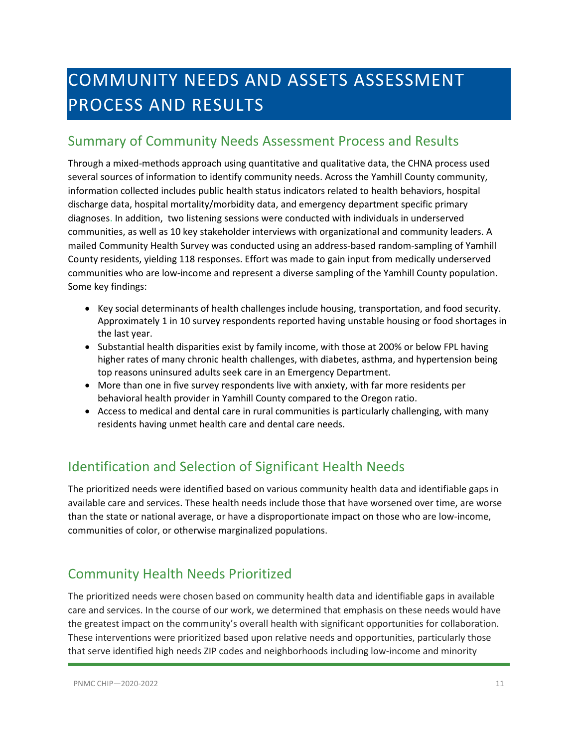# COMMUNITY NEEDS AND ASSETS ASSESSMENT PROCESS AND RESULTS

## Summary of Community Needs Assessment Process and Results

Through a mixed-methods approach using quantitative and qualitative data, the CHNA process used several sources of information to identify community needs. Across the Yamhill County community, information collected includes public health status indicators related to health behaviors, hospital discharge data, hospital mortality/morbidity data, and emergency department specific primary diagnoses. In addition, two listening sessions were conducted with individuals in underserved communities, as well as 10 key stakeholder interviews with organizational and community leaders. A mailed Community Health Survey was conducted using an address-based random-sampling of Yamhill County residents, yielding 118 responses. Effort was made to gain input from medically underserved communities who are low-income and represent a diverse sampling of the Yamhill County population. Some key findings:

- Key social determinants of health challenges include housing, transportation, and food security. Approximately 1 in 10 survey respondents reported having unstable housing or food shortages in the last year.
- Substantial health disparities exist by family income, with those at 200% or below FPL having higher rates of many chronic health challenges, with diabetes, asthma, and hypertension being top reasons uninsured adults seek care in an Emergency Department.
- More than one in five survey respondents live with anxiety, with far more residents per behavioral health provider in Yamhill County compared to the Oregon ratio.
- Access to medical and dental care in rural communities is particularly challenging, with many residents having unmet health care and dental care needs.

## Identification and Selection of Significant Health Needs

The prioritized needs were identified based on various community health data and identifiable gaps in available care and services. These health needs include those that have worsened over time, are worse than the state or national average, or have a disproportionate impact on those who are low-income, communities of color, or otherwise marginalized populations.

## Community Health Needs Prioritized

The prioritized needs were chosen based on community health data and identifiable gaps in available care and services. In the course of our work, we determined that emphasis on these needs would have the greatest impact on the community's overall health with significant opportunities for collaboration. These interventions were prioritized based upon relative needs and opportunities, particularly those that serve identified high needs ZIP codes and neighborhoods including low-income and minority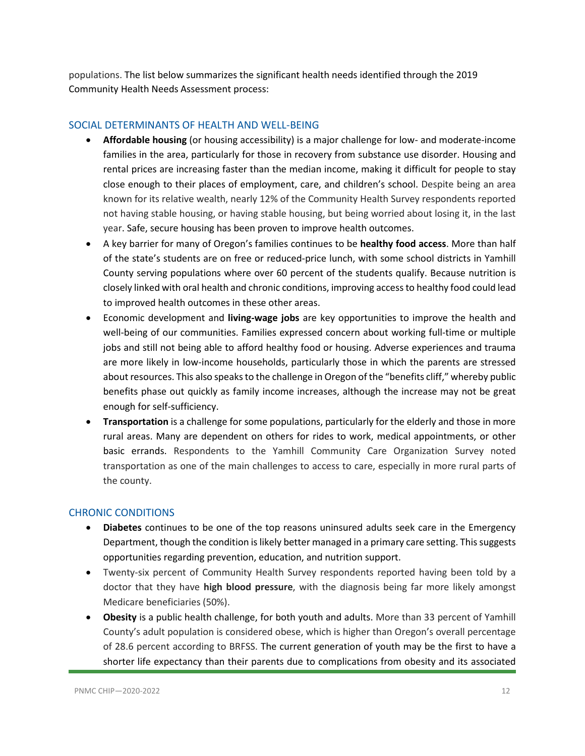populations. The list below summarizes the significant health needs identified through the 2019 Community Health Needs Assessment process:

## SOCIAL DETERMINANTS OF HEALTH AND WELL-BEING

- **Affordable housing** (or housing accessibility) is a major challenge for low- and moderate-income families in the area, particularly for those in recovery from substance use disorder. Housing and rental prices are increasing faster than the median income, making it difficult for people to stay close enough to their places of employment, care, and children's school. Despite being an area known for its relative wealth, nearly 12% of the Community Health Survey respondents reported not having stable housing, or having stable housing, but being worried about losing it, in the last year. Safe, secure housing has been proven to improve health outcomes.
- A key barrier for many of Oregon's families continues to be **healthy food access**. More than half of the state's students are on free or reduced-price lunch, with some school districts in Yamhill County serving populations where over 60 percent of the students qualify. Because nutrition is closely linked with oral health and chronic conditions, improving access to healthy food could lead to improved health outcomes in these other areas.
- Economic development and **living-wage jobs** are key opportunities to improve the health and well-being of our communities. Families expressed concern about working full-time or multiple jobs and still not being able to afford healthy food or housing. Adverse experiences and trauma are more likely in low-income households, particularly those in which the parents are stressed about resources. This also speaks to the challenge in Oregon of the "benefits cliff," whereby public benefits phase out quickly as family income increases, although the increase may not be great enough for self-sufficiency.
- **Transportation** is a challenge for some populations, particularly for the elderly and those in more rural areas. Many are dependent on others for rides to work, medical appointments, or other basic errands. Respondents to the Yamhill Community Care Organization Survey noted transportation as one of the main challenges to access to care, especially in more rural parts of the county.

## CHRONIC CONDITIONS

- **Diabetes** continues to be one of the top reasons uninsured adults seek care in the Emergency Department, though the condition is likely better managed in a primary care setting. This suggests opportunities regarding prevention, education, and nutrition support.
- Twenty-six percent of Community Health Survey respondents reported having been told by a doctor that they have **high blood pressure**, with the diagnosis being far more likely amongst Medicare beneficiaries (50%).
- **Obesity** is a public health challenge, for both youth and adults. More than 33 percent of Yamhill County's adult population is considered obese, which is higher than Oregon's overall percentage of 28.6 percent according to BRFSS. The current generation of youth may be the first to have a shorter life expectancy than their parents due to complications from obesity and its associated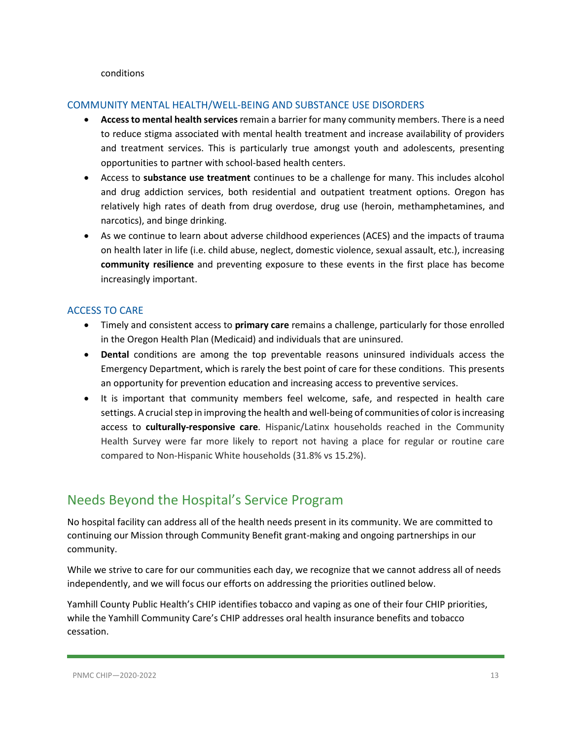conditions

### COMMUNITY MENTAL HEALTH/WELL-BEING AND SUBSTANCE USE DISORDERS

- **Access to mental health services** remain a barrier for many community members. There is a need to reduce stigma associated with mental health treatment and increase availability of providers and treatment services. This is particularly true amongst youth and adolescents, presenting opportunities to partner with school-based health centers.
- Access to **substance use treatment** continues to be a challenge for many. This includes alcohol and drug addiction services, both residential and outpatient treatment options. Oregon has relatively high rates of death from drug overdose, drug use (heroin, methamphetamines, and narcotics), and binge drinking.
- As we continue to learn about adverse childhood experiences (ACES) and the impacts of trauma on health later in life (i.e. child abuse, neglect, domestic violence, sexual assault, etc.), increasing **community resilience** and preventing exposure to these events in the first place has become increasingly important.

### ACCESS TO CARE

- Timely and consistent access to **primary care** remains a challenge, particularly for those enrolled in the Oregon Health Plan (Medicaid) and individuals that are uninsured.
- **Dental** conditions are among the top preventable reasons uninsured individuals access the Emergency Department, which is rarely the best point of care for these conditions. This presents an opportunity for prevention education and increasing access to preventive services.
- It is important that community members feel welcome, safe, and respected in health care settings. A crucial step in improving the health and well-being of communities of color is increasing access to **culturally-responsive care**. Hispanic/Latinx households reached in the Community Health Survey were far more likely to report not having a place for regular or routine care compared to Non-Hispanic White households (31.8% vs 15.2%).

## Needs Beyond the Hospital's Service Program

No hospital facility can address all of the health needs present in its community. We are committed to continuing our Mission through Community Benefit grant-making and ongoing partnerships in our community.

While we strive to care for our communities each day, we recognize that we cannot address all of needs independently, and we will focus our efforts on addressing the priorities outlined below.

Yamhill County Public Health's CHIP identifies tobacco and vaping as one of their four CHIP priorities, while the Yamhill Community Care's CHIP addresses oral health insurance benefits and tobacco cessation.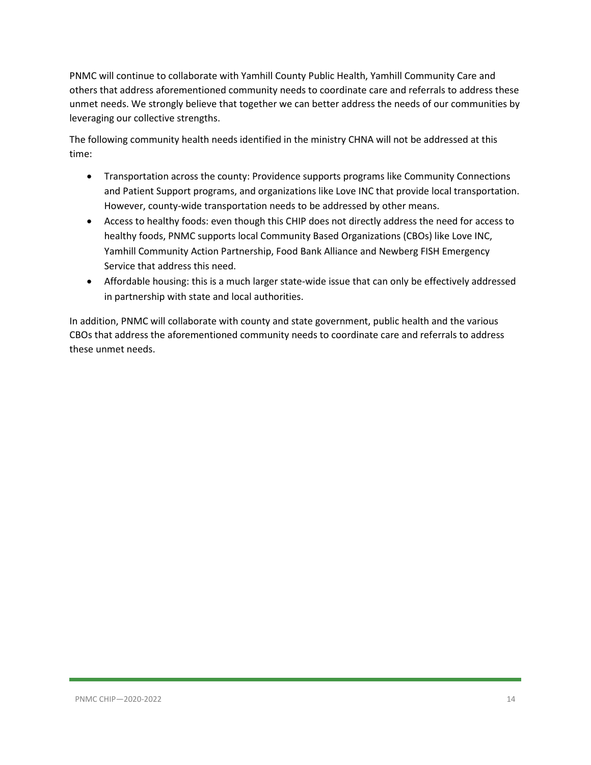PNMC will continue to collaborate with Yamhill County Public Health, Yamhill Community Care and others that address aforementioned community needs to coordinate care and referrals to address these unmet needs. We strongly believe that together we can better address the needs of our communities by leveraging our collective strengths.

The following community health needs identified in the ministry CHNA will not be addressed at this time:

- Transportation across the county: Providence supports programs like Community Connections and Patient Support programs, and organizations like Love INC that provide local transportation. However, county-wide transportation needs to be addressed by other means.
- Access to healthy foods: even though this CHIP does not directly address the need for access to healthy foods, PNMC supports local Community Based Organizations (CBOs) like Love INC, Yamhill Community Action Partnership, Food Bank Alliance and Newberg FISH Emergency Service that address this need.
- Affordable housing: this is a much larger state-wide issue that can only be effectively addressed in partnership with state and local authorities.

In addition, PNMC will collaborate with county and state government, public health and the various CBOs that address the aforementioned community needs to coordinate care and referrals to address these unmet needs.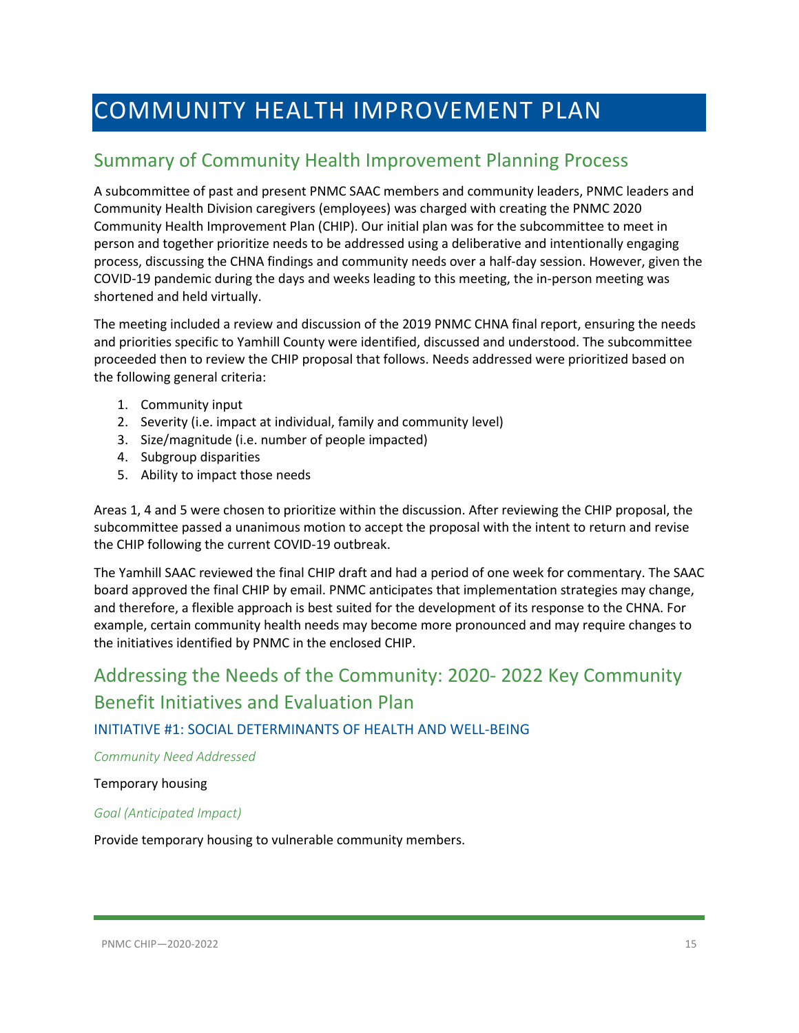# COMMUNITY HEALTH IMPROVEMENT PLAN

## Summary of Community Health Improvement Planning Process

A subcommittee of past and present PNMC SAAC members and community leaders, PNMC leaders and Community Health Division caregivers (employees) was charged with creating the PNMC 2020 Community Health Improvement Plan (CHIP). Our initial plan was for the subcommittee to meet in person and together prioritize needs to be addressed using a deliberative and intentionally engaging process, discussing the CHNA findings and community needs over a half-day session. However, given the COVID-19 pandemic during the days and weeks leading to this meeting, the in-person meeting was shortened and held virtually.

The meeting included a review and discussion of the 2019 PNMC CHNA final report, ensuring the needs and priorities specific to Yamhill County were identified, discussed and understood. The subcommittee proceeded then to review the CHIP proposal that follows. Needs addressed were prioritized based on the following general criteria:

1. Community input
2. Severity (i.e. impact at individual, family and community level)
3. Size/magnitude (i.e. number of people impacted)
4. Subgroup disparities
5. Ability to impact those needs

Areas 1, 4 and 5 were chosen to prioritize within the discussion. After reviewing the CHIP proposal, the subcommittee passed a unanimous motion to accept the proposal with the intent to return and revise the CHIP following the current COVID-19 outbreak.

The Yamhill SAAC reviewed the final CHIP draft and had a period of one week for commentary. The SAAC board approved the final CHIP by email. PNMC anticipates that implementation strategies may change, and therefore, a flexible approach is best suited for the development of its response to the CHNA. For example, certain community health needs may become more pronounced and may require changes to the initiatives identified by PNMC in the enclosed CHIP.

## Addressing the Needs of the Community: 2020- 2022 Key Community Benefit Initiatives and Evaluation Plan

### INITIATIVE #1: SOCIAL DETERMINANTS OF HEALTH AND WELL-BEING

*Community Need Addressed*

Temporary housing

*Goal (Anticipated Impact)*

Provide temporary housing to vulnerable community members.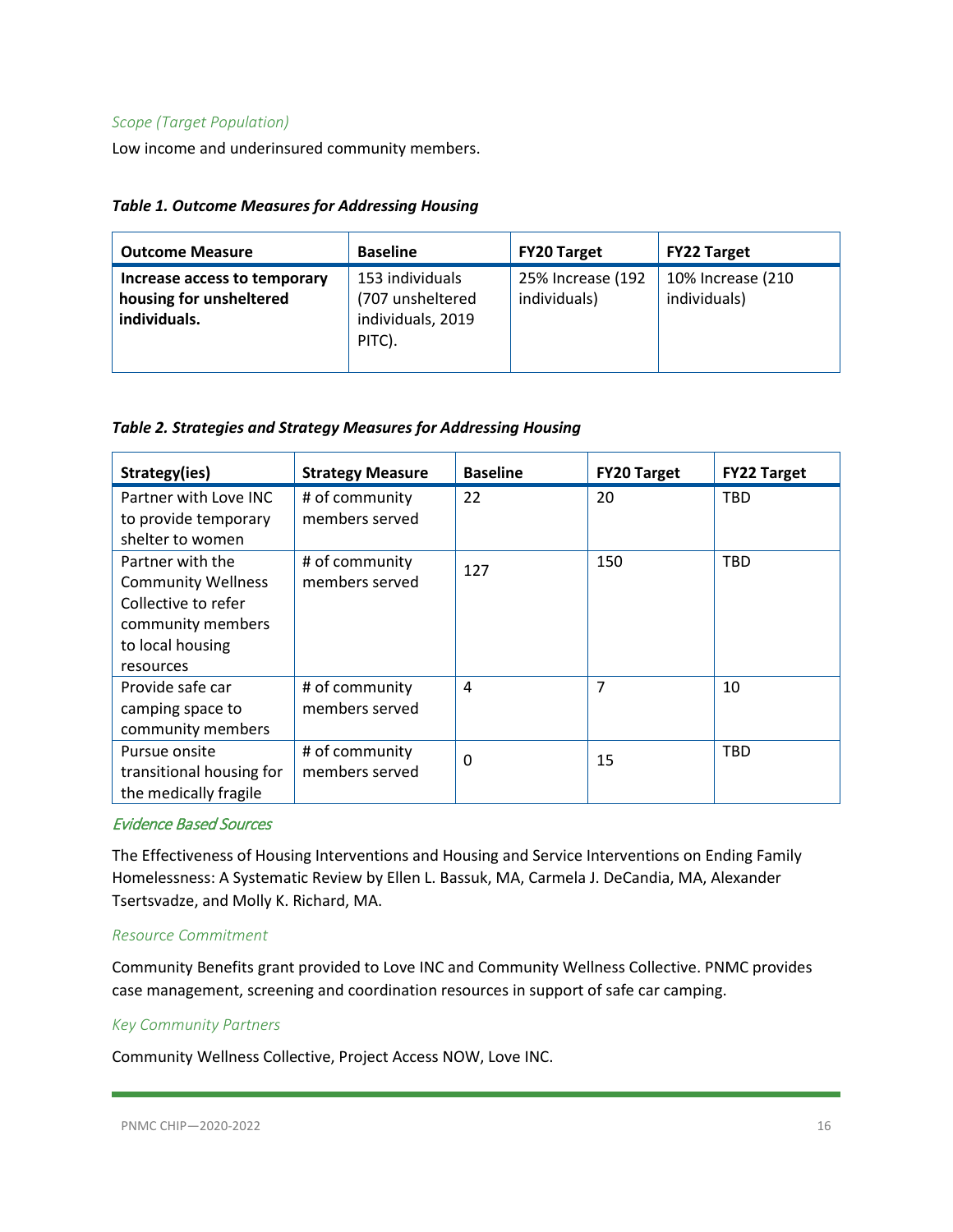*Scope (Target Population)*

Low income and underinsured community members.

***Table 1. Outcome Measures for Addressing Housing***

| Outcome Measure | Baseline | FY20 Target | FY22 Target |
|---|---|---|---|
| **Increase access to temporary housing for unsheltered individuals.** | 153 individuals (707 unsheltered individuals, 2019 PITC). | 25% Increase (192 individuals) | 10% Increase (210 individuals) |

***Table 2. Strategies and Strategy Measures for Addressing Housing***

| Strategy(ies) | Strategy Measure | Baseline | FY20 Target | FY22 Target |
|---|---|---|---|---|
| Partner with Love INC to provide temporary shelter to women | # of community members served | 22 | 20 | TBD |
| Partner with the Community Wellness Collective to refer community members to local housing resources | # of community members served | 127 | 150 | TBD |
| Provide safe car camping space to community members | # of community members served | 4 | 7 | 10 |
| Pursue onsite transitional housing for the medically fragile | # of community members served | 0 | 15 | TBD |

*Evidence Based Sources*

The Effectiveness of Housing Interventions and Housing and Service Interventions on Ending Family Homelessness: A Systematic Review by Ellen L. Bassuk, MA, Carmela J. DeCandia, MA, Alexander Tsertsvadze, and Molly K. Richard, MA.

*Resource Commitment*

Community Benefits grant provided to Love INC and Community Wellness Collective. PNMC provides case management, screening and coordination resources in support of safe car camping.

*Key Community Partners*

Community Wellness Collective, Project Access NOW, Love INC.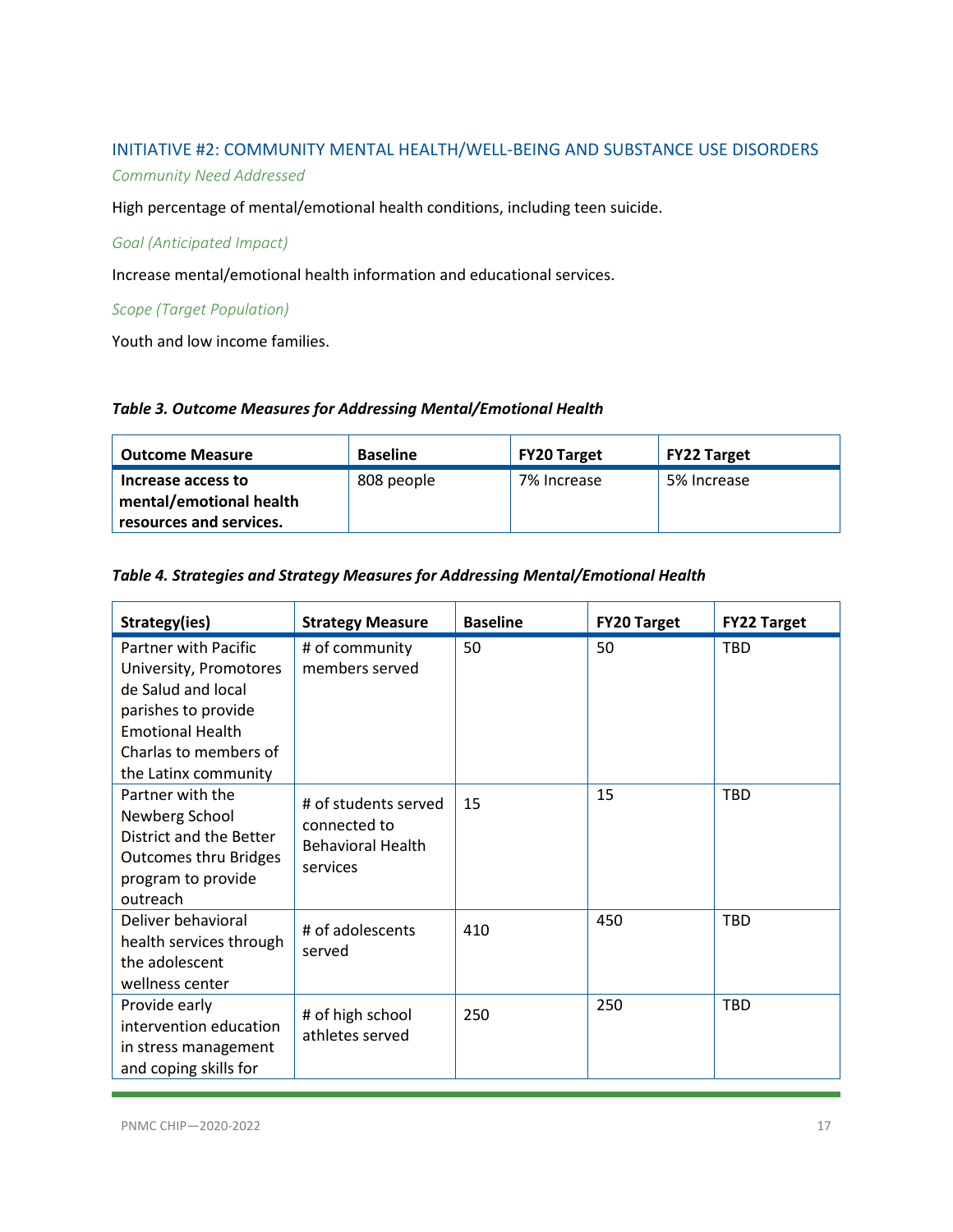## INITIATIVE #2: COMMUNITY MENTAL HEALTH/WELL-BEING AND SUBSTANCE USE DISORDERS

*Community Need Addressed*

High percentage of mental/emotional health conditions, including teen suicide.

*Goal (Anticipated Impact)*

Increase mental/emotional health information and educational services.

*Scope (Target Population)*

Youth and low income families.

***Table 3. Outcome Measures for Addressing Mental/Emotional Health***

| Outcome Measure | Baseline | FY20 Target | FY22 Target |
|---|---|---|---|
| **Increase access to mental/emotional health resources and services.** | 808 people | 7% Increase | 5% Increase |

***Table 4. Strategies and Strategy Measures for Addressing Mental/Emotional Health***

| Strategy(ies) | Strategy Measure | Baseline | FY20 Target | FY22 Target |
|---|---|---|---|---|
| Partner with Pacific University, Promotores de Salud and local parishes to provide Emotional Health Charlas to members of the Latinx community | # of community members served | 50 | 50 | TBD |
| Partner with the Newberg School District and the Better Outcomes thru Bridges program to provide outreach | # of students served connected to Behavioral Health services | 15 | 15 | TBD |
| Deliver behavioral health services through the adolescent wellness center | # of adolescents served | 410 | 450 | TBD |
| Provide early intervention education in stress management and coping skills for | # of high school athletes served | 250 | 250 | TBD |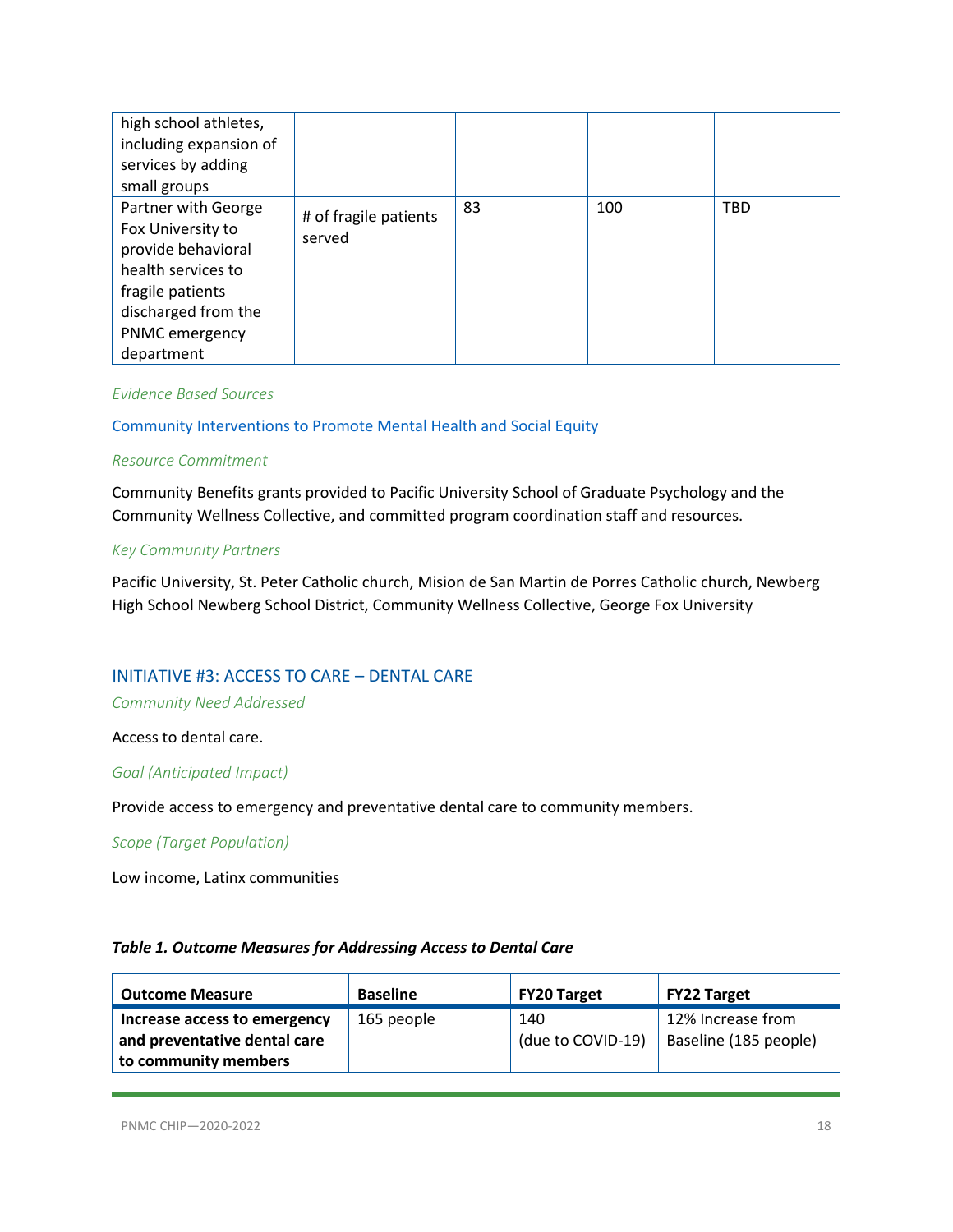| | | | | |
|---|---|---|---|---|
| high school athletes, including expansion of services by adding small groups | | | | |
| Partner with George Fox University to provide behavioral health services to fragile patients discharged from the PNMC emergency department | # of fragile patients served | 83 | 100 | TBD |

*Evidence Based Sources*

[Community Interventions to Promote Mental Health and Social Equity]

*Resource Commitment*

Community Benefits grants provided to Pacific University School of Graduate Psychology and the Community Wellness Collective, and committed program coordination staff and resources.

*Key Community Partners*

Pacific University, St. Peter Catholic church, Mision de San Martin de Porres Catholic church, Newberg High School Newberg School District, Community Wellness Collective, George Fox University

## INITIATIVE #3: ACCESS TO CARE – DENTAL CARE

*Community Need Addressed*

Access to dental care.

*Goal (Anticipated Impact)*

Provide access to emergency and preventative dental care to community members.

*Scope (Target Population)*

Low income, Latinx communities

***Table 1. Outcome Measures for Addressing Access to Dental Care***

| Outcome Measure | Baseline | FY20 Target | FY22 Target |
|---|---|---|---|
| **Increase access to emergency and preventative dental care to community members** | 165 people | 140 (due to COVID-19) | 12% Increase from Baseline (185 people) |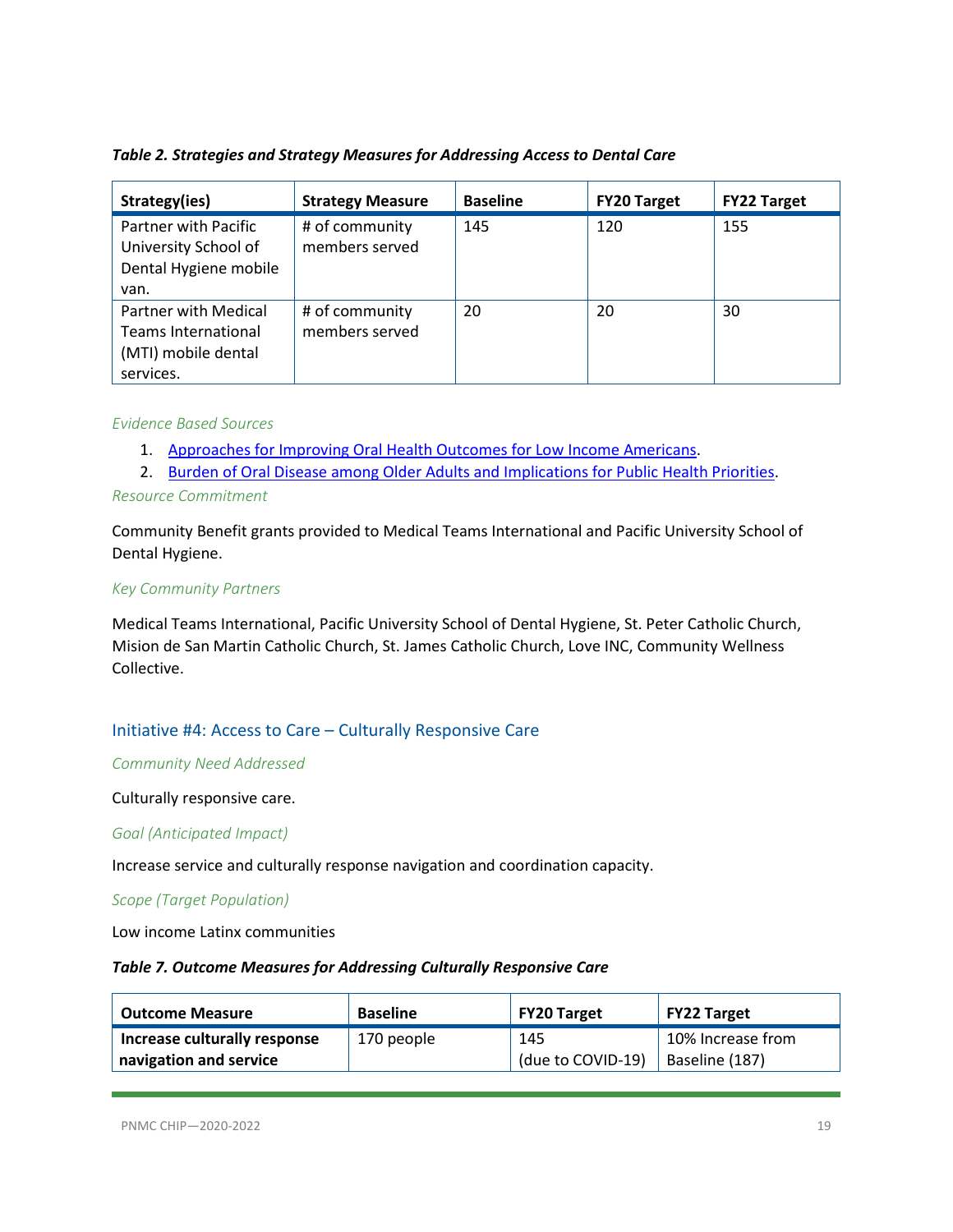*Table 2. Strategies and Strategy Measures for Addressing Access to Dental Care*

| Strategy(ies) | Strategy Measure | Baseline | FY20 Target | FY22 Target |
|---|---|---|---|---|
| Partner with Pacific University School of Dental Hygiene mobile van. | # of community members served | 145 | 120 | 155 |
| Partner with Medical Teams International (MTI) mobile dental services. | # of community members served | 20 | 20 | 30 |

*Evidence Based Sources*

1. [Approaches for Improving Oral Health Outcomes for Low Income Americans](#).
2. [Burden of Oral Disease among Older Adults and Implications for Public Health Priorities](#).

*Resource Commitment*

Community Benefit grants provided to Medical Teams International and Pacific University School of Dental Hygiene.

*Key Community Partners*

Medical Teams International, Pacific University School of Dental Hygiene, St. Peter Catholic Church, Mision de San Martin Catholic Church, St. James Catholic Church, Love INC, Community Wellness Collective.

## Initiative #4: Access to Care – Culturally Responsive Care

*Community Need Addressed*

Culturally responsive care.

*Goal (Anticipated Impact)*

Increase service and culturally response navigation and coordination capacity.

*Scope (Target Population)*

Low income Latinx communities

*Table 7. Outcome Measures for Addressing Culturally Responsive Care*

| Outcome Measure | Baseline | FY20 Target | FY22 Target |
|---|---|---|---|
| **Increase culturally response navigation and service** | 170 people | 145 (due to COVID-19) | 10% Increase from Baseline (187) |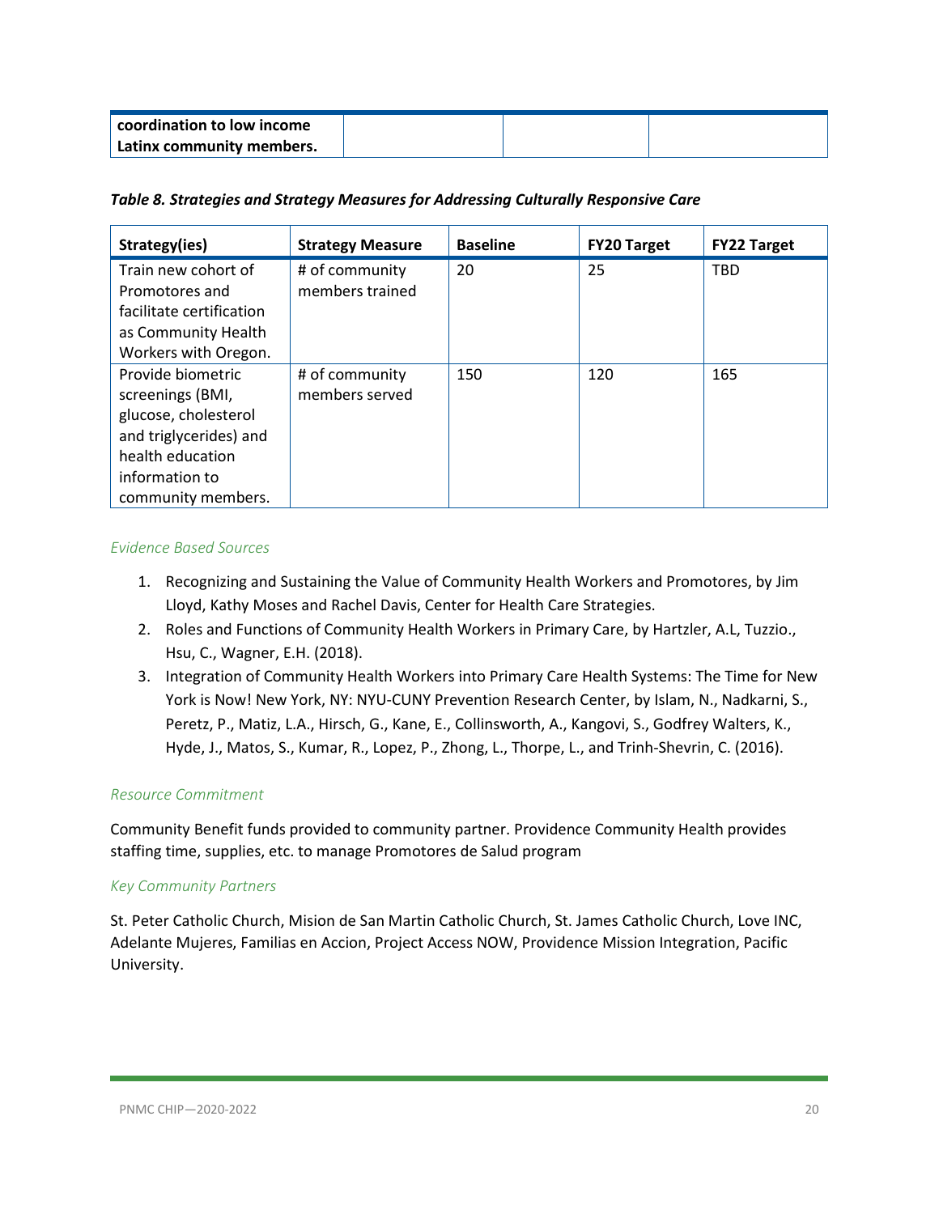| **coordination to low income Latinx community members.** | | | |
|---|---|---|---|

***Table 8. Strategies and Strategy Measures for Addressing Culturally Responsive Care***

| Strategy(ies) | Strategy Measure | Baseline | FY20 Target | FY22 Target |
|---|---|---|---|---|
| Train new cohort of Promotores and facilitate certification as Community Health Workers with Oregon. | # of community members trained | 20 | 25 | TBD |
| Provide biometric screenings (BMI, glucose, cholesterol and triglycerides) and health education information to community members. | # of community members served | 150 | 120 | 165 |

*Evidence Based Sources*

1. Recognizing and Sustaining the Value of Community Health Workers and Promotores, by Jim Lloyd, Kathy Moses and Rachel Davis, Center for Health Care Strategies.
2. Roles and Functions of Community Health Workers in Primary Care, by Hartzler, A.L, Tuzzio., Hsu, C., Wagner, E.H. (2018).
3. Integration of Community Health Workers into Primary Care Health Systems: The Time for New York is Now! New York, NY: NYU-CUNY Prevention Research Center, by Islam, N., Nadkarni, S., Peretz, P., Matiz, L.A., Hirsch, G., Kane, E., Collinsworth, A., Kangovi, S., Godfrey Walters, K., Hyde, J., Matos, S., Kumar, R., Lopez, P., Zhong, L., Thorpe, L., and Trinh-Shevrin, C. (2016).

*Resource Commitment*

Community Benefit funds provided to community partner. Providence Community Health provides staffing time, supplies, etc. to manage Promotores de Salud program

*Key Community Partners*

St. Peter Catholic Church, Mision de San Martin Catholic Church, St. James Catholic Church, Love INC, Adelante Mujeres, Familias en Accion, Project Access NOW, Providence Mission Integration, Pacific University.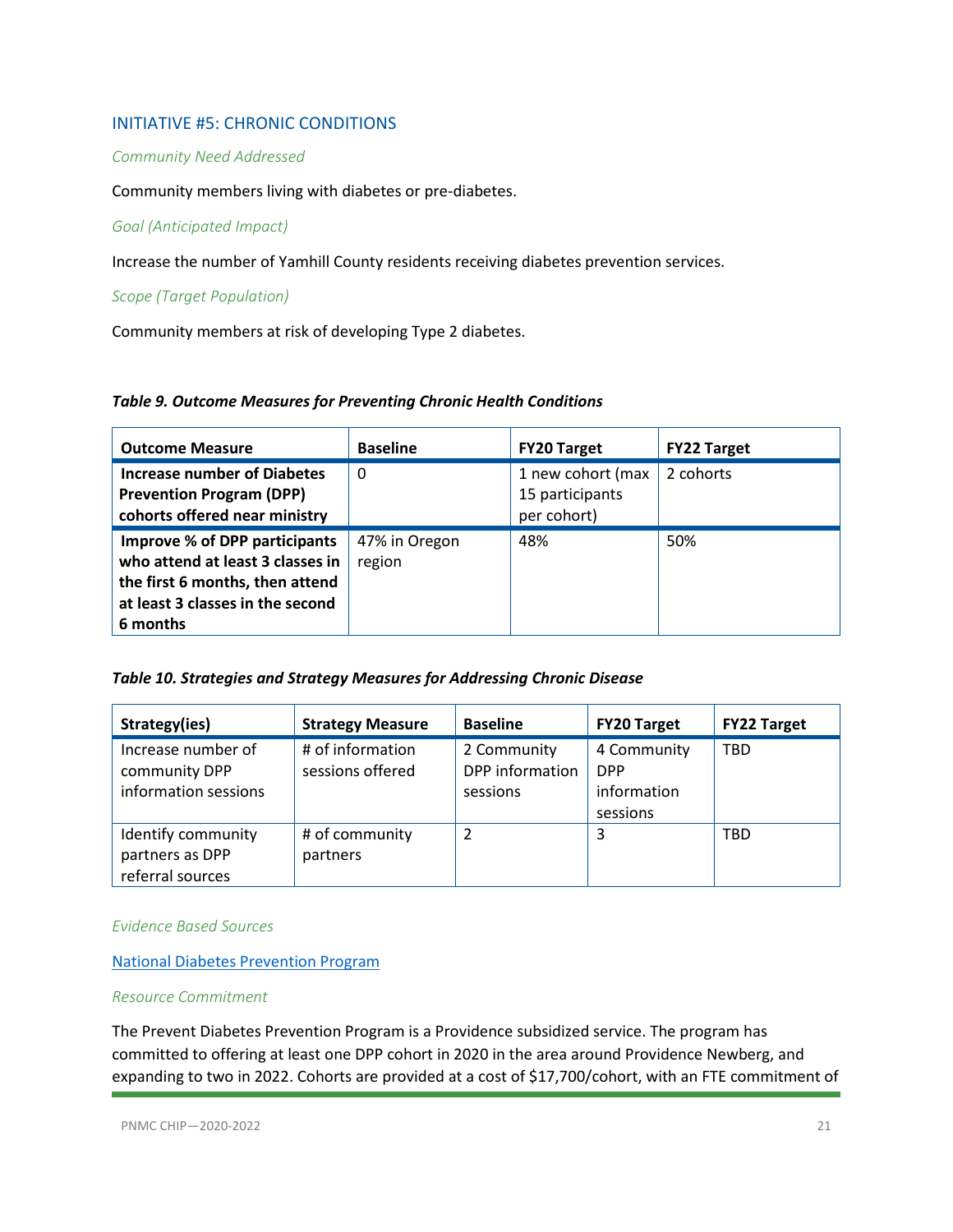## INITIATIVE #5: CHRONIC CONDITIONS

*Community Need Addressed*

Community members living with diabetes or pre-diabetes.

*Goal (Anticipated Impact)*

Increase the number of Yamhill County residents receiving diabetes prevention services.

*Scope (Target Population)*

Community members at risk of developing Type 2 diabetes.

***Table 9. Outcome Measures for Preventing Chronic Health Conditions***

| Outcome Measure | Baseline | FY20 Target | FY22 Target |
|---|---|---|---|
| **Increase number of Diabetes Prevention Program (DPP) cohorts offered near ministry** | 0 | 1 new cohort (max 15 participants per cohort) | 2 cohorts |
| **Improve % of DPP participants who attend at least 3 classes in the first 6 months, then attend at least 3 classes in the second 6 months** | 47% in Oregon region | 48% | 50% |

***Table 10. Strategies and Strategy Measures for Addressing Chronic Disease***

| Strategy(ies) | Strategy Measure | Baseline | FY20 Target | FY22 Target |
|---|---|---|---|---|
| Increase number of community DPP information sessions | # of information sessions offered | 2 Community DPP information sessions | 4 Community DPP information sessions | TBD |
| Identify community partners as DPP referral sources | # of community partners | 2 | 3 | TBD |

*Evidence Based Sources*

National Diabetes Prevention Program

*Resource Commitment*

The Prevent Diabetes Prevention Program is a Providence subsidized service. The program has committed to offering at least one DPP cohort in 2020 in the area around Providence Newberg, and expanding to two in 2022. Cohorts are provided at a cost of $17,700/cohort, with an FTE commitment of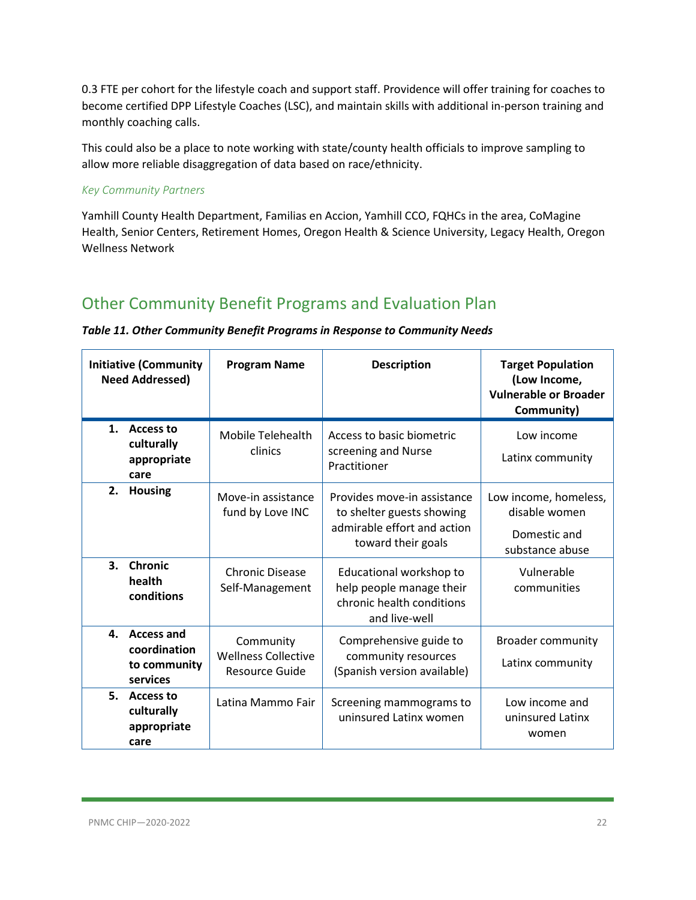0.3 FTE per cohort for the lifestyle coach and support staff. Providence will offer training for coaches to become certified DPP Lifestyle Coaches (LSC), and maintain skills with additional in-person training and monthly coaching calls.

This could also be a place to note working with state/county health officials to improve sampling to allow more reliable disaggregation of data based on race/ethnicity.

*Key Community Partners*

Yamhill County Health Department, Familias en Accion, Yamhill CCO, FQHCs in the area, CoMagine Health, Senior Centers, Retirement Homes, Oregon Health & Science University, Legacy Health, Oregon Wellness Network

## Other Community Benefit Programs and Evaluation Plan

***Table 11. Other Community Benefit Programs in Response to Community Needs***

| Initiative (Community Need Addressed) | Program Name | Description | Target Population (Low Income, Vulnerable or Broader Community) |
|---|---|---|---|
| 1. **Access to culturally appropriate care** | Mobile Telehealth clinics | Access to basic biometric screening and Nurse Practitioner | Low income<br>Latinx community |
| 2. **Housing** | Move-in assistance fund by Love INC | Provides move-in assistance to shelter guests showing admirable effort and action toward their goals | Low income, homeless, disable women<br>Domestic and substance abuse |
| 3. **Chronic health conditions** | Chronic Disease Self-Management | Educational workshop to help people manage their chronic health conditions and live-well | Vulnerable communities |
| 4. **Access and coordination to community services** | Community Wellness Collective Resource Guide | Comprehensive guide to community resources (Spanish version available) | Broader community<br>Latinx community |
| 5. **Access to culturally appropriate care** | Latina Mammo Fair | Screening mammograms to uninsured Latinx women | Low income and uninsured Latinx women |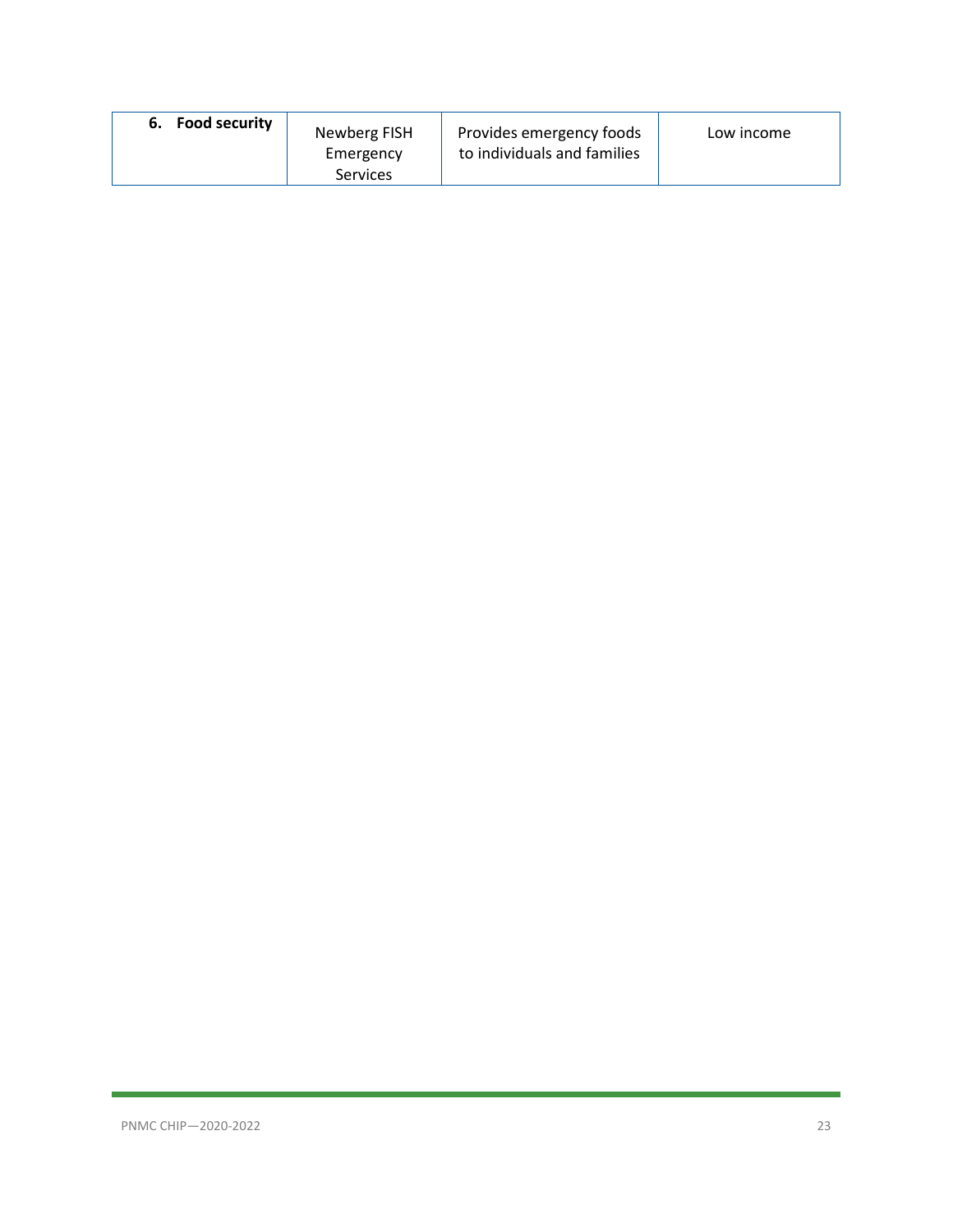| **6. Food security** | Newberg FISH Emergency Services | Provides emergency foods to individuals and families | Low income |
|---|---|---|---|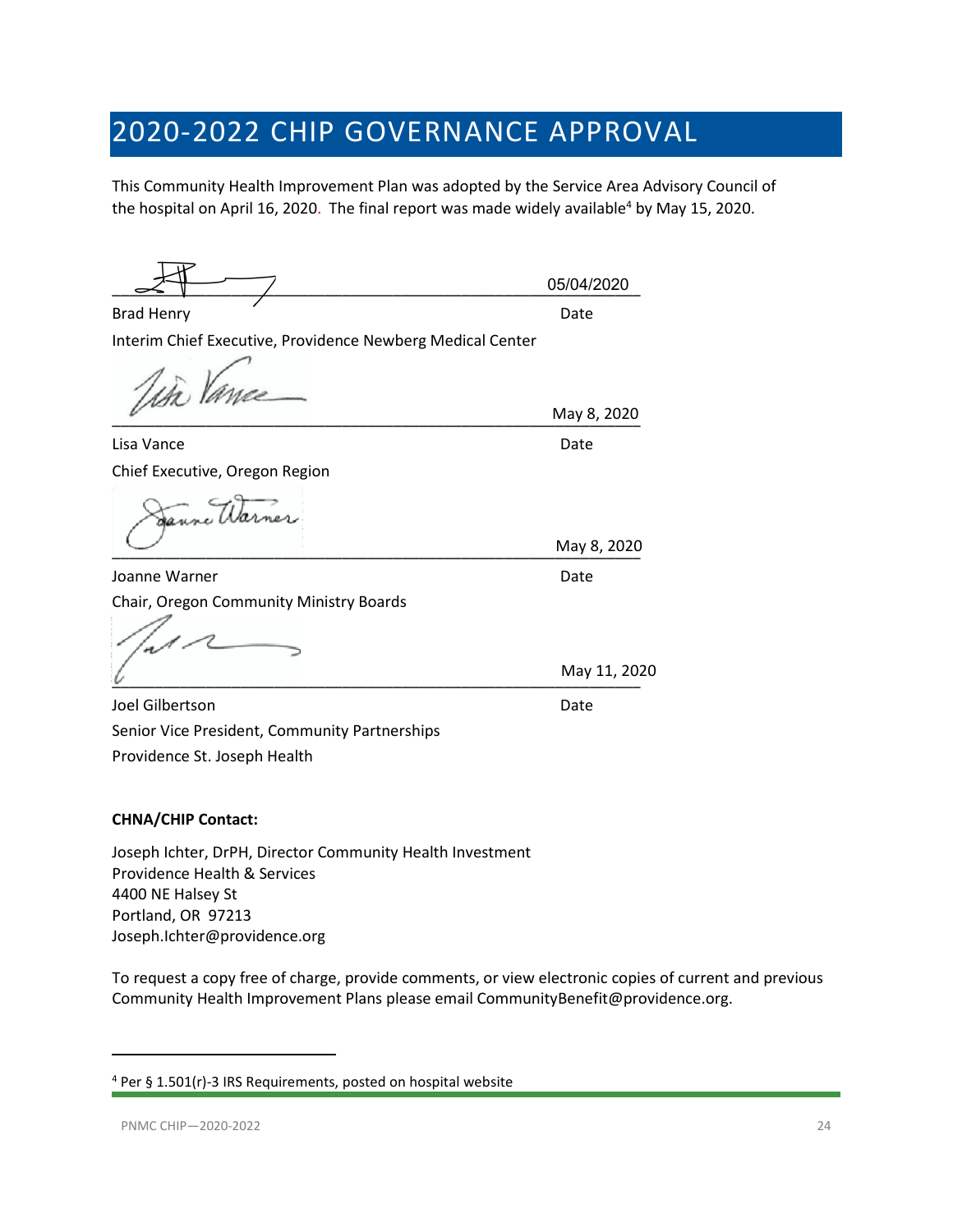# 2020-2022 CHIP GOVERNANCE APPROVAL

This Community Health Improvement Plan was adopted by the Service Area Advisory Council of the hospital on April 16, 2020. The final report was made widely available[4] by May 15, 2020.

\_\_\_\_\_\_\_\_\_\_\_\_\_\_\_\_\_\_\_\_\_\_\_\_\_\_\_\_\_\_\_\_\_\_\_\_\_\_\_\_\_\_\_\_\_ 05/04/2020

Brad Henry Date

Interim Chief Executive, Providence Newberg Medical Center

\_\_\_\_\_\_\_\_\_\_\_\_\_\_\_\_\_\_\_\_\_\_\_\_\_\_\_\_\_\_\_\_\_\_\_\_\_\_\_\_\_\_\_\_\_ May 8, 2020

Lisa Vance Date

Chief Executive, Oregon Region

\_\_\_\_\_\_\_\_\_\_\_\_\_\_\_\_\_\_\_\_\_\_\_\_\_\_\_\_\_\_\_\_\_\_\_\_\_\_\_\_\_\_\_\_\_ May 8, 2020

Joanne Warner Date

Chair, Oregon Community Ministry Boards

\_\_\_\_\_\_\_\_\_\_\_\_\_\_\_\_\_\_\_\_\_\_\_\_\_\_\_\_\_\_\_\_\_\_\_\_\_\_\_\_\_\_\_\_\_ May 11, 2020

Joel Gilbertson Date

Senior Vice President, Community Partnerships

Providence St. Joseph Health

**CHNA/CHIP Contact:**

Joseph Ichter, DrPH, Director Community Health Investment
Providence Health & Services
4400 NE Halsey St
Portland, OR 97213
Joseph.Ichter@providence.org

To request a copy free of charge, provide comments, or view electronic copies of current and previous Community Health Improvement Plans please email CommunityBenefit@providence.org.

[4] Per § 1.501(r)-3 IRS Requirements, posted on hospital website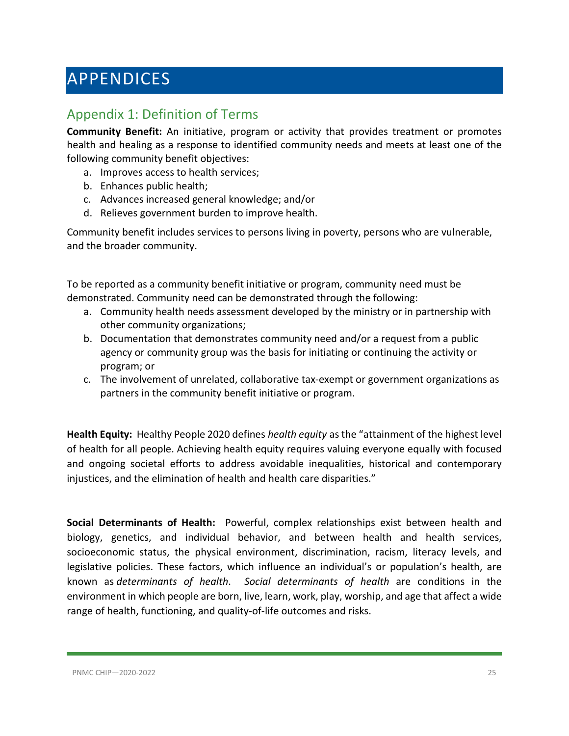# APPENDICES

## Appendix 1: Definition of Terms

**Community Benefit:** An initiative, program or activity that provides treatment or promotes health and healing as a response to identified community needs and meets at least one of the following community benefit objectives:

a. Improves access to health services;
b. Enhances public health;
c. Advances increased general knowledge; and/or
d. Relieves government burden to improve health.

Community benefit includes services to persons living in poverty, persons who are vulnerable, and the broader community.

To be reported as a community benefit initiative or program, community need must be demonstrated. Community need can be demonstrated through the following:

a. Community health needs assessment developed by the ministry or in partnership with other community organizations;
b. Documentation that demonstrates community need and/or a request from a public agency or community group was the basis for initiating or continuing the activity or program; or
c. The involvement of unrelated, collaborative tax-exempt or government organizations as partners in the community benefit initiative or program.

**Health Equity:** Healthy People 2020 defines *health equity* as the "attainment of the highest level of health for all people. Achieving health equity requires valuing everyone equally with focused and ongoing societal efforts to address avoidable inequalities, historical and contemporary injustices, and the elimination of health and health care disparities."

**Social Determinants of Health:** Powerful, complex relationships exist between health and biology, genetics, and individual behavior, and between health and health services, socioeconomic status, the physical environment, discrimination, racism, literacy levels, and legislative policies. These factors, which influence an individual's or population's health, are known as *determinants of health*. *Social determinants of health* are conditions in the environment in which people are born, live, learn, work, play, worship, and age that affect a wide range of health, functioning, and quality-of-life outcomes and risks.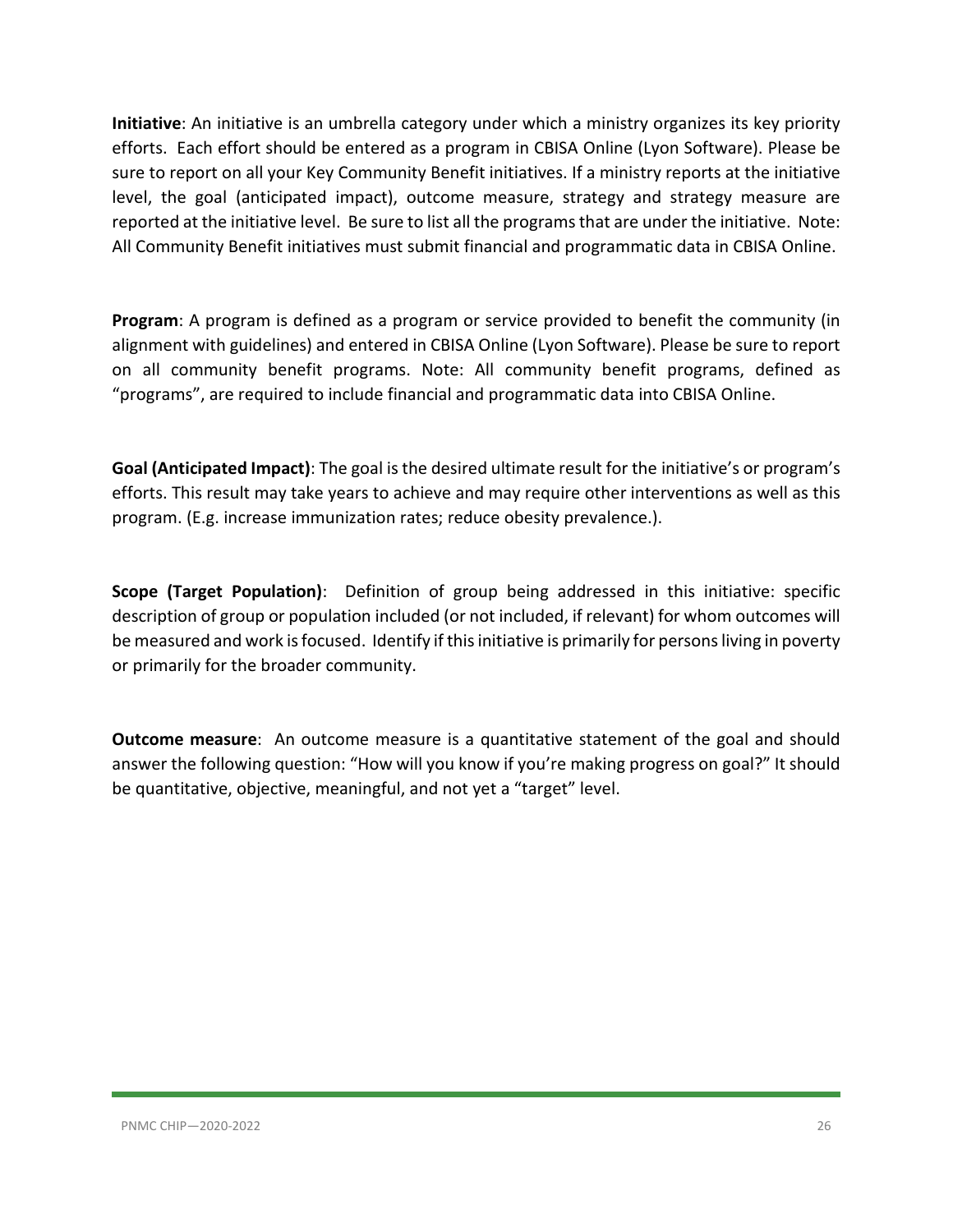**Initiative**: An initiative is an umbrella category under which a ministry organizes its key priority efforts. Each effort should be entered as a program in CBISA Online (Lyon Software). Please be sure to report on all your Key Community Benefit initiatives. If a ministry reports at the initiative level, the goal (anticipated impact), outcome measure, strategy and strategy measure are reported at the initiative level. Be sure to list all the programs that are under the initiative. Note: All Community Benefit initiatives must submit financial and programmatic data in CBISA Online.

**Program**: A program is defined as a program or service provided to benefit the community (in alignment with guidelines) and entered in CBISA Online (Lyon Software). Please be sure to report on all community benefit programs. Note: All community benefit programs, defined as "programs", are required to include financial and programmatic data into CBISA Online.

**Goal (Anticipated Impact)**: The goal is the desired ultimate result for the initiative's or program's efforts. This result may take years to achieve and may require other interventions as well as this program. (E.g. increase immunization rates; reduce obesity prevalence.).

**Scope (Target Population)**: Definition of group being addressed in this initiative: specific description of group or population included (or not included, if relevant) for whom outcomes will be measured and work is focused. Identify if this initiative is primarily for persons living in poverty or primarily for the broader community.

**Outcome measure**: An outcome measure is a quantitative statement of the goal and should answer the following question: "How will you know if you're making progress on goal?" It should be quantitative, objective, meaningful, and not yet a "target" level.